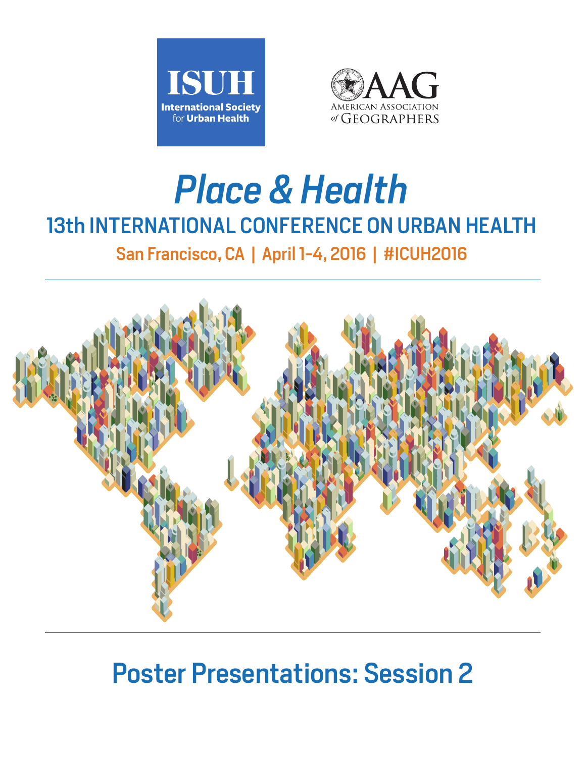ISUH

International Society for Urban Health

AAG

American Association of Geographers

# *Place & Health*

## 13th INTERNATIONAL CONFERENCE ON URBAN HEALTH

San Francisco, CA | April 1-4, 2016 | #ICUH2016

## Poster Presentations: Session 2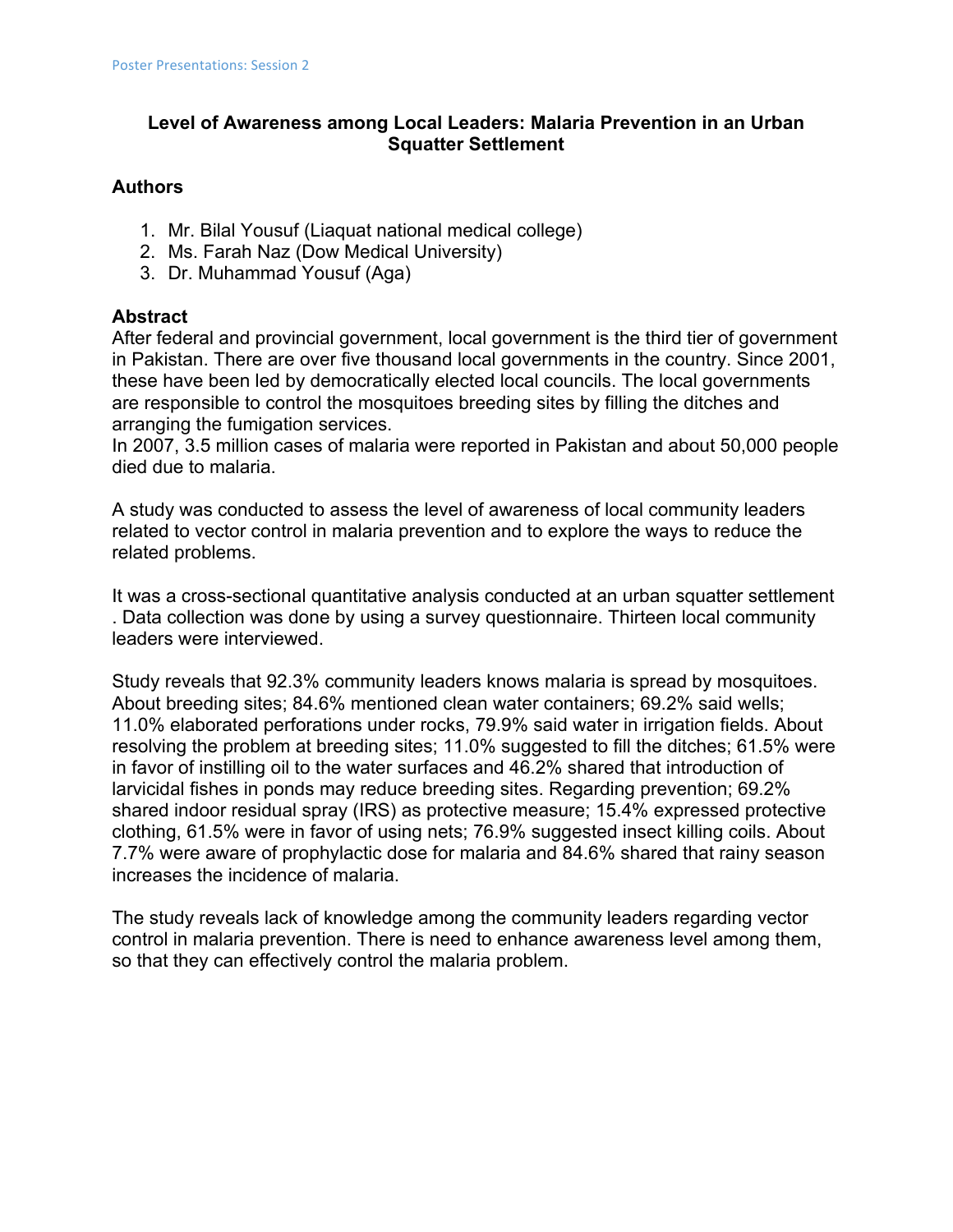## Level of Awareness among Local Leaders: Malaria Prevention in an Urban Squatter Settlement

### Authors

1. Mr. Bilal Yousuf (Liaquat national medical college)
2. Ms. Farah Naz (Dow Medical University)
3. Dr. Muhammad Yousuf (Aga)

### Abstract

After federal and provincial government, local government is the third tier of government in Pakistan. There are over five thousand local governments in the country. Since 2001, these have been led by democratically elected local councils. The local governments are responsible to control the mosquitoes breeding sites by filling the ditches and arranging the fumigation services.
In 2007, 3.5 million cases of malaria were reported in Pakistan and about 50,000 people died due to malaria.

A study was conducted to assess the level of awareness of local community leaders related to vector control in malaria prevention and to explore the ways to reduce the related problems.

It was a cross-sectional quantitative analysis conducted at an urban squatter settlement . Data collection was done by using a survey questionnaire. Thirteen local community leaders were interviewed.

Study reveals that 92.3% community leaders knows malaria is spread by mosquitoes. About breeding sites; 84.6% mentioned clean water containers; 69.2% said wells; 11.0% elaborated perforations under rocks, 79.9% said water in irrigation fields. About resolving the problem at breeding sites; 11.0% suggested to fill the ditches; 61.5% were in favor of instilling oil to the water surfaces and 46.2% shared that introduction of larvicidal fishes in ponds may reduce breeding sites. Regarding prevention; 69.2% shared indoor residual spray (IRS) as protective measure; 15.4% expressed protective clothing, 61.5% were in favor of using nets; 76.9% suggested insect killing coils. About 7.7% were aware of prophylactic dose for malaria and 84.6% shared that rainy season increases the incidence of malaria.

The study reveals lack of knowledge among the community leaders regarding vector control in malaria prevention. There is need to enhance awareness level among them, so that they can effectively control the malaria problem.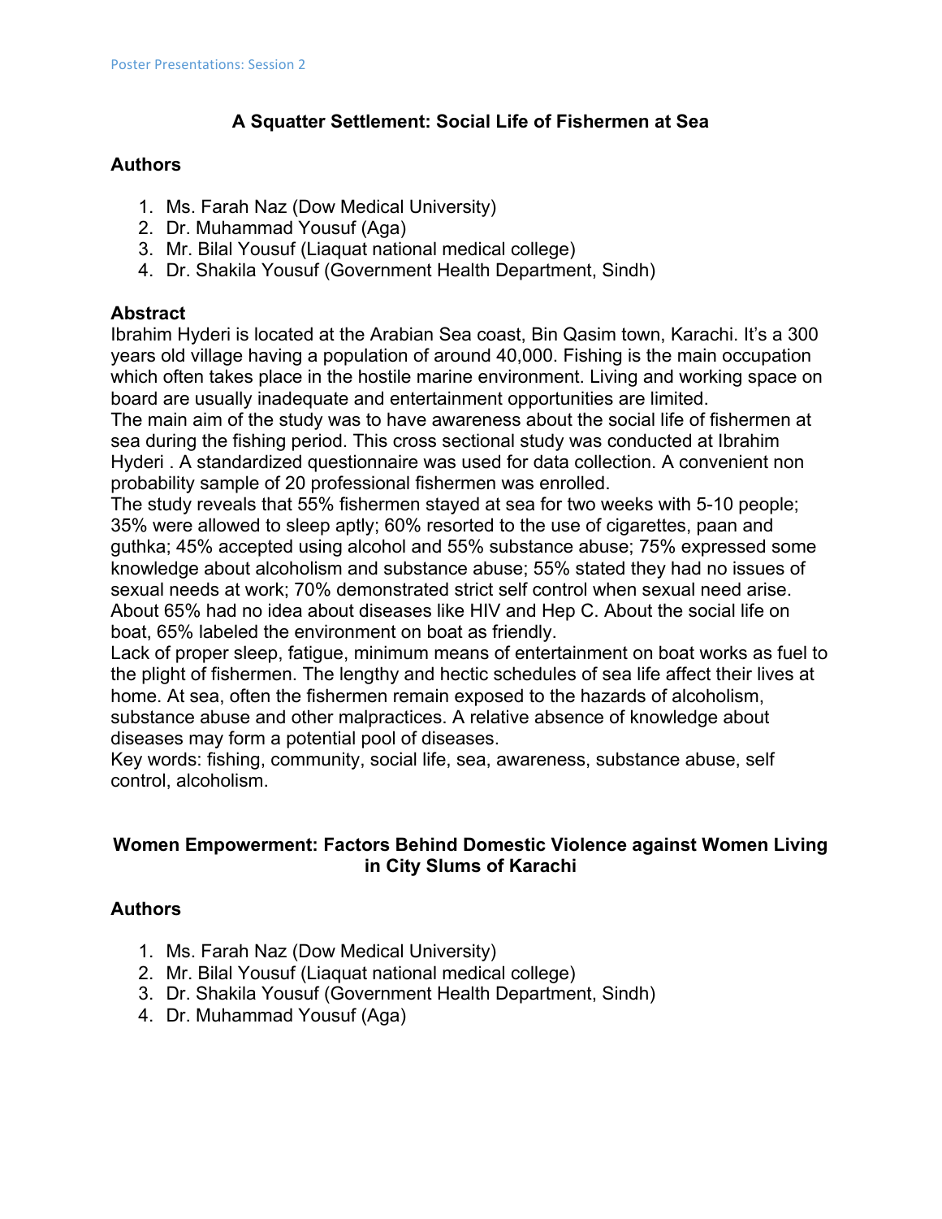## A Squatter Settlement: Social Life of Fishermen at Sea

### Authors

1. Ms. Farah Naz (Dow Medical University)
2. Dr. Muhammad Yousuf (Aga)
3. Mr. Bilal Yousuf (Liaquat national medical college)
4. Dr. Shakila Yousuf (Government Health Department, Sindh)

### Abstract

Ibrahim Hyderi is located at the Arabian Sea coast, Bin Qasim town, Karachi. It's a 300 years old village having a population of around 40,000. Fishing is the main occupation which often takes place in the hostile marine environment. Living and working space on board are usually inadequate and entertainment opportunities are limited.

The main aim of the study was to have awareness about the social life of fishermen at sea during the fishing period. This cross sectional study was conducted at Ibrahim Hyderi . A standardized questionnaire was used for data collection. A convenient non probability sample of 20 professional fishermen was enrolled.

The study reveals that 55% fishermen stayed at sea for two weeks with 5-10 people; 35% were allowed to sleep aptly; 60% resorted to the use of cigarettes, paan and guthka; 45% accepted using alcohol and 55% substance abuse; 75% expressed some knowledge about alcoholism and substance abuse; 55% stated they had no issues of sexual needs at work; 70% demonstrated strict self control when sexual need arise. About 65% had no idea about diseases like HIV and Hep C. About the social life on boat, 65% labeled the environment on boat as friendly.

Lack of proper sleep, fatigue, minimum means of entertainment on boat works as fuel to the plight of fishermen. The lengthy and hectic schedules of sea life affect their lives at home. At sea, often the fishermen remain exposed to the hazards of alcoholism, substance abuse and other malpractices. A relative absence of knowledge about diseases may form a potential pool of diseases.

Key words: fishing, community, social life, sea, awareness, substance abuse, self control, alcoholism.

## Women Empowerment: Factors Behind Domestic Violence against Women Living in City Slums of Karachi

### Authors

1. Ms. Farah Naz (Dow Medical University)
2. Mr. Bilal Yousuf (Liaquat national medical college)
3. Dr. Shakila Yousuf (Government Health Department, Sindh)
4. Dr. Muhammad Yousuf (Aga)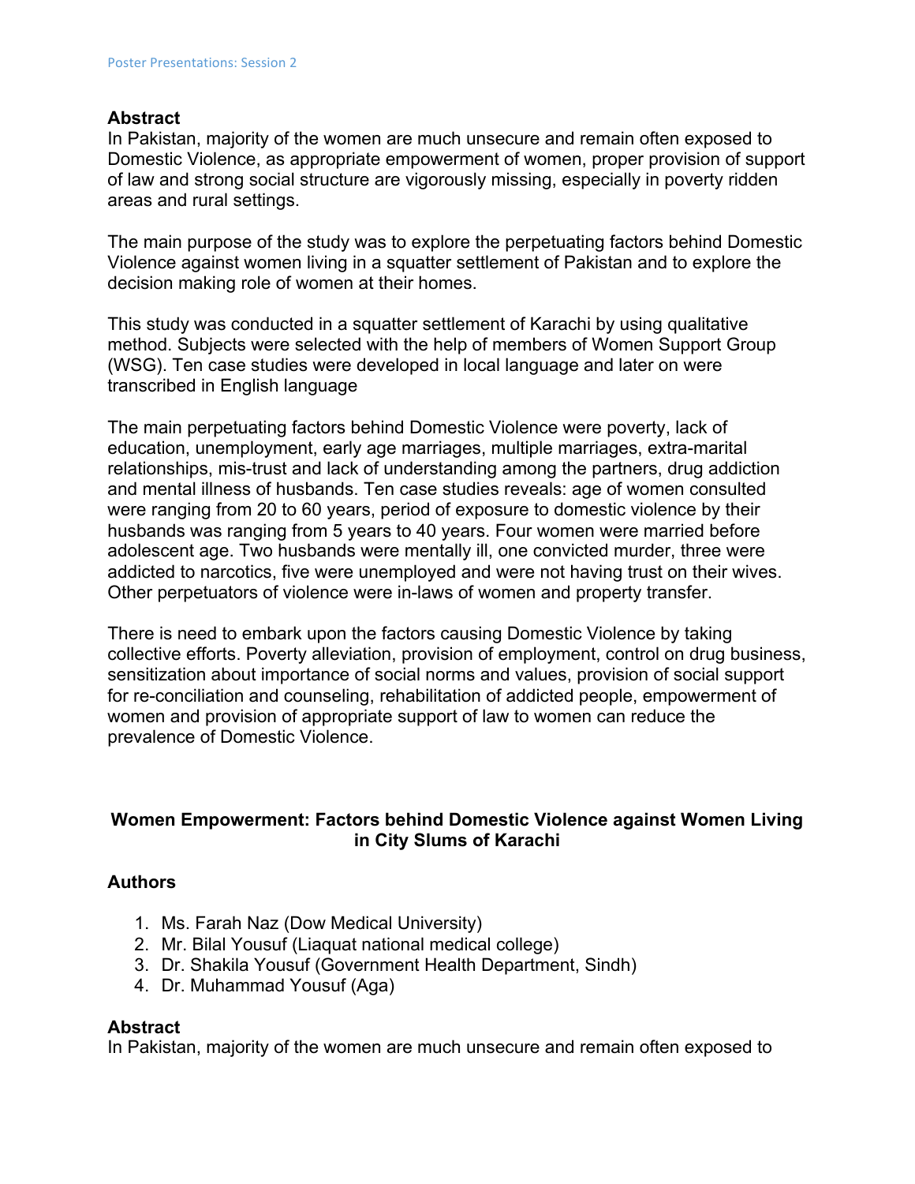## Abstract

In Pakistan, majority of the women are much unsecure and remain often exposed to Domestic Violence, as appropriate empowerment of women, proper provision of support of law and strong social structure are vigorously missing, especially in poverty ridden areas and rural settings.

The main purpose of the study was to explore the perpetuating factors behind Domestic Violence against women living in a squatter settlement of Pakistan and to explore the decision making role of women at their homes.

This study was conducted in a squatter settlement of Karachi by using qualitative method. Subjects were selected with the help of members of Women Support Group (WSG). Ten case studies were developed in local language and later on were transcribed in English language

The main perpetuating factors behind Domestic Violence were poverty, lack of education, unemployment, early age marriages, multiple marriages, extra-marital relationships, mis-trust and lack of understanding among the partners, drug addiction and mental illness of husbands. Ten case studies reveals: age of women consulted were ranging from 20 to 60 years, period of exposure to domestic violence by their husbands was ranging from 5 years to 40 years. Four women were married before adolescent age. Two husbands were mentally ill, one convicted murder, three were addicted to narcotics, five were unemployed and were not having trust on their wives. Other perpetuators of violence were in-laws of women and property transfer.

There is need to embark upon the factors causing Domestic Violence by taking collective efforts. Poverty alleviation, provision of employment, control on drug business, sensitization about importance of social norms and values, provision of social support for re-conciliation and counseling, rehabilitation of addicted people, empowerment of women and provision of appropriate support of law to women can reduce the prevalence of Domestic Violence.

# Women Empowerment: Factors behind Domestic Violence against Women Living in City Slums of Karachi

## Authors

1. Ms. Farah Naz (Dow Medical University)
2. Mr. Bilal Yousuf (Liaquat national medical college)
3. Dr. Shakila Yousuf (Government Health Department, Sindh)
4. Dr. Muhammad Yousuf (Aga)

## Abstract

In Pakistan, majority of the women are much unsecure and remain often exposed to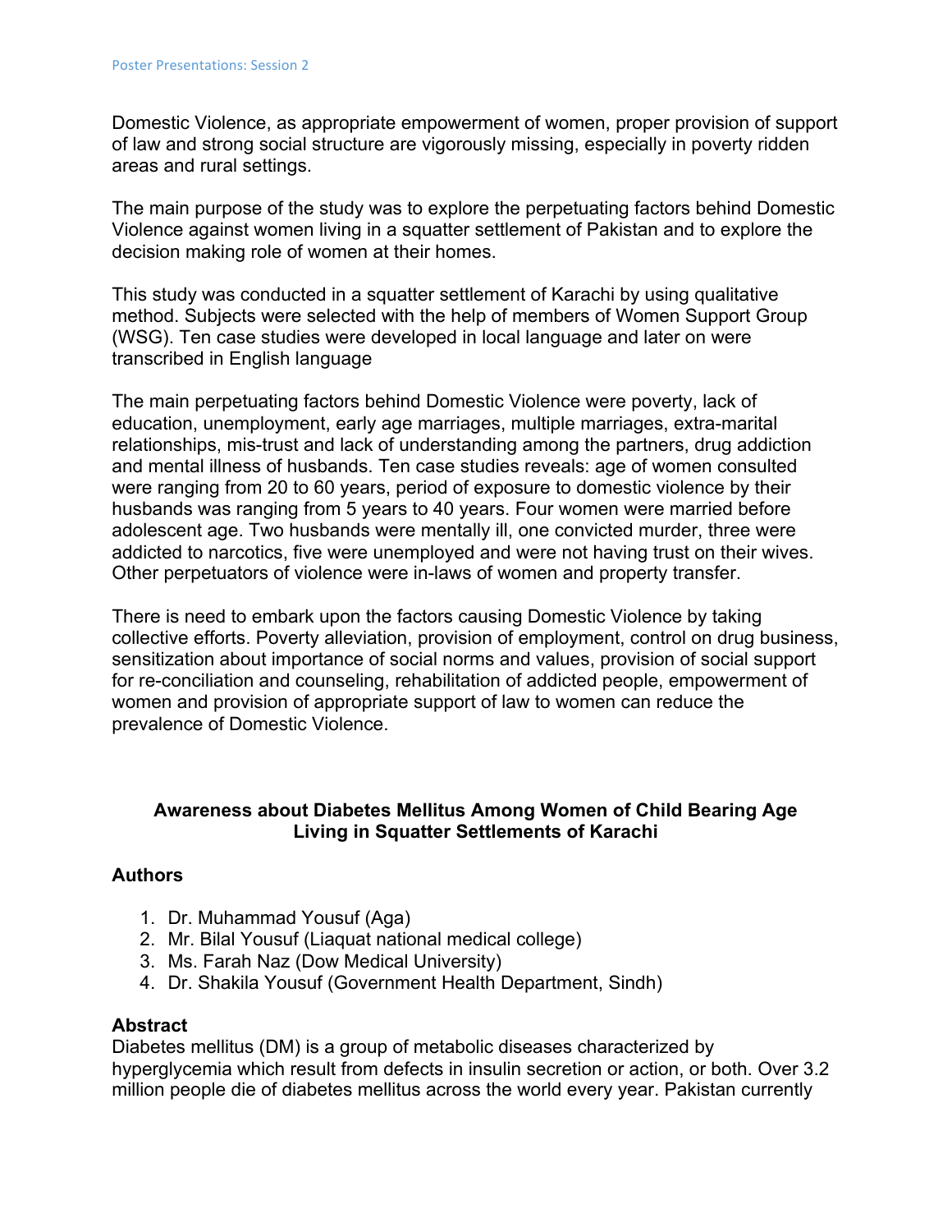Domestic Violence, as appropriate empowerment of women, proper provision of support of law and strong social structure are vigorously missing, especially in poverty ridden areas and rural settings.

The main purpose of the study was to explore the perpetuating factors behind Domestic Violence against women living in a squatter settlement of Pakistan and to explore the decision making role of women at their homes.

This study was conducted in a squatter settlement of Karachi by using qualitative method. Subjects were selected with the help of members of Women Support Group (WSG). Ten case studies were developed in local language and later on were transcribed in English language

The main perpetuating factors behind Domestic Violence were poverty, lack of education, unemployment, early age marriages, multiple marriages, extra-marital relationships, mis-trust and lack of understanding among the partners, drug addiction and mental illness of husbands. Ten case studies reveals: age of women consulted were ranging from 20 to 60 years, period of exposure to domestic violence by their husbands was ranging from 5 years to 40 years. Four women were married before adolescent age. Two husbands were mentally ill, one convicted murder, three were addicted to narcotics, five were unemployed and were not having trust on their wives. Other perpetuators of violence were in-laws of women and property transfer.

There is need to embark upon the factors causing Domestic Violence by taking collective efforts. Poverty alleviation, provision of employment, control on drug business, sensitization about importance of social norms and values, provision of social support for re-conciliation and counseling, rehabilitation of addicted people, empowerment of women and provision of appropriate support of law to women can reduce the prevalence of Domestic Violence.

## Awareness about Diabetes Mellitus Among Women of Child Bearing Age Living in Squatter Settlements of Karachi

### Authors

1. Dr. Muhammad Yousuf (Aga)
2. Mr. Bilal Yousuf (Liaquat national medical college)
3. Ms. Farah Naz (Dow Medical University)
4. Dr. Shakila Yousuf (Government Health Department, Sindh)

### Abstract

Diabetes mellitus (DM) is a group of metabolic diseases characterized by hyperglycemia which result from defects in insulin secretion or action, or both. Over 3.2 million people die of diabetes mellitus across the world every year. Pakistan currently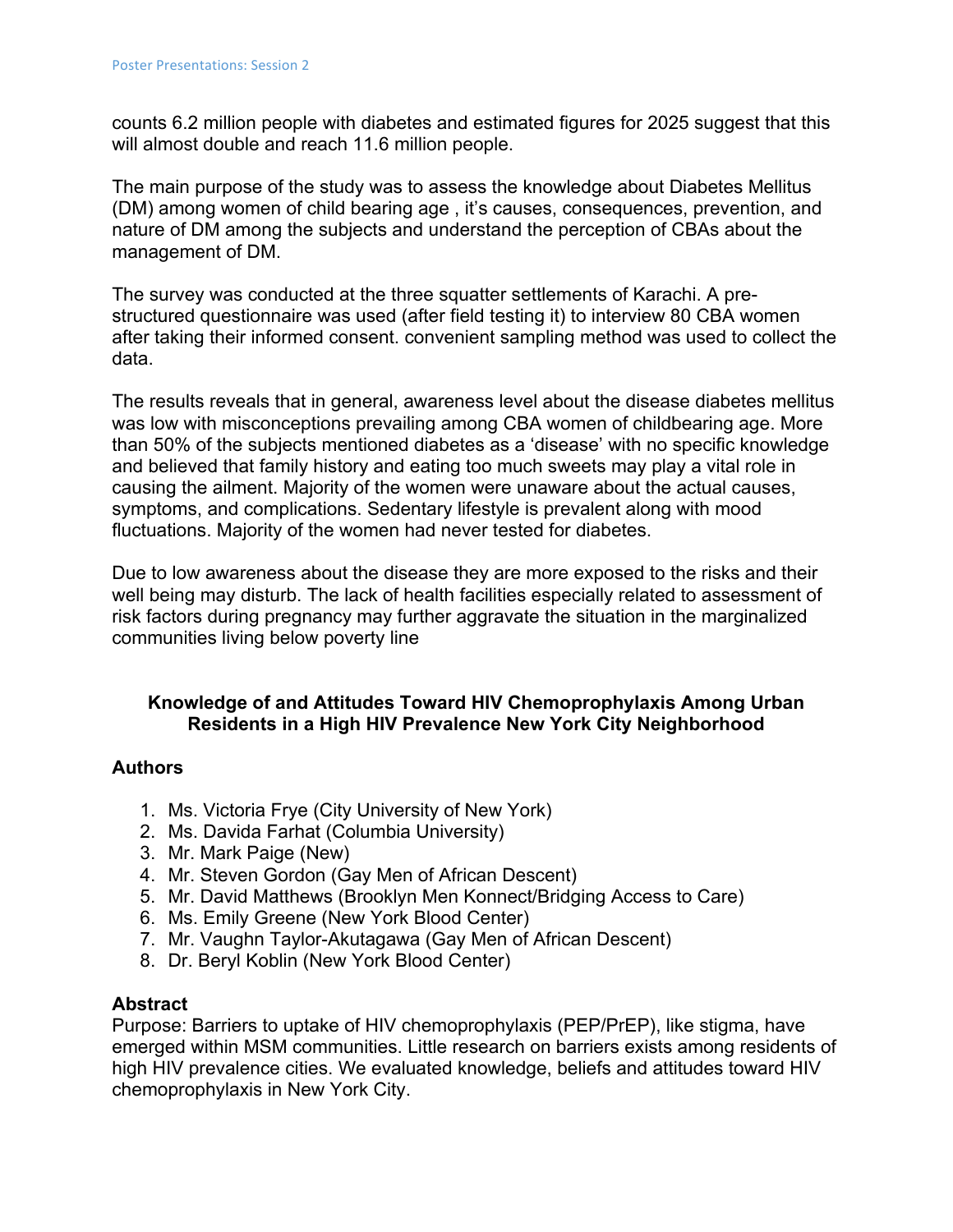counts 6.2 million people with diabetes and estimated figures for 2025 suggest that this will almost double and reach 11.6 million people.

The main purpose of the study was to assess the knowledge about Diabetes Mellitus (DM) among women of child bearing age , it's causes, consequences, prevention, and nature of DM among the subjects and understand the perception of CBAs about the management of DM.

The survey was conducted at the three squatter settlements of Karachi. A pre-structured questionnaire was used (after field testing it) to interview 80 CBA women after taking their informed consent. convenient sampling method was used to collect the data.

The results reveals that in general, awareness level about the disease diabetes mellitus was low with misconceptions prevailing among CBA women of childbearing age. More than 50% of the subjects mentioned diabetes as a 'disease' with no specific knowledge and believed that family history and eating too much sweets may play a vital role in causing the ailment. Majority of the women were unaware about the actual causes, symptoms, and complications. Sedentary lifestyle is prevalent along with mood fluctuations. Majority of the women had never tested for diabetes.

Due to low awareness about the disease they are more exposed to the risks and their well being may disturb. The lack of health facilities especially related to assessment of risk factors during pregnancy may further aggravate the situation in the marginalized communities living below poverty line

## Knowledge of and Attitudes Toward HIV Chemoprophylaxis Among Urban Residents in a High HIV Prevalence New York City Neighborhood

### Authors

1. Ms. Victoria Frye (City University of New York)
2. Ms. Davida Farhat (Columbia University)
3. Mr. Mark Paige (New)
4. Mr. Steven Gordon (Gay Men of African Descent)
5. Mr. David Matthews (Brooklyn Men Konnect/Bridging Access to Care)
6. Ms. Emily Greene (New York Blood Center)
7. Mr. Vaughn Taylor-Akutagawa (Gay Men of African Descent)
8. Dr. Beryl Koblin (New York Blood Center)

### Abstract

Purpose: Barriers to uptake of HIV chemoprophylaxis (PEP/PrEP), like stigma, have emerged within MSM communities. Little research on barriers exists among residents of high HIV prevalence cities. We evaluated knowledge, beliefs and attitudes toward HIV chemoprophylaxis in New York City.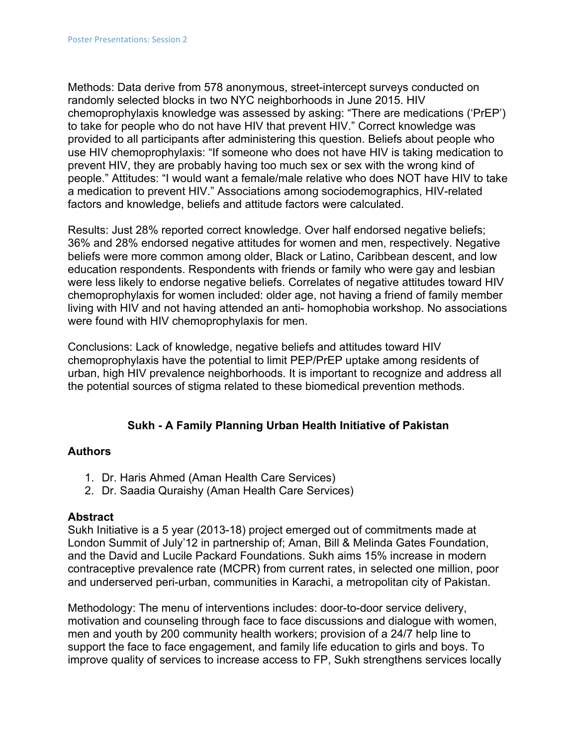Methods: Data derive from 578 anonymous, street-intercept surveys conducted on randomly selected blocks in two NYC neighborhoods in June 2015. HIV chemoprophylaxis knowledge was assessed by asking: "There are medications ('PrEP') to take for people who do not have HIV that prevent HIV." Correct knowledge was provided to all participants after administering this question. Beliefs about people who use HIV chemoprophylaxis: "If someone who does not have HIV is taking medication to prevent HIV, they are probably having too much sex or sex with the wrong kind of people." Attitudes: "I would want a female/male relative who does NOT have HIV to take a medication to prevent HIV." Associations among sociodemographics, HIV-related factors and knowledge, beliefs and attitude factors were calculated.

Results: Just 28% reported correct knowledge. Over half endorsed negative beliefs; 36% and 28% endorsed negative attitudes for women and men, respectively. Negative beliefs were more common among older, Black or Latino, Caribbean descent, and low education respondents. Respondents with friends or family who were gay and lesbian were less likely to endorse negative beliefs. Correlates of negative attitudes toward HIV chemoprophylaxis for women included: older age, not having a friend of family member living with HIV and not having attended an anti- homophobia workshop. No associations were found with HIV chemoprophylaxis for men.

Conclusions: Lack of knowledge, negative beliefs and attitudes toward HIV chemoprophylaxis have the potential to limit PEP/PrEP uptake among residents of urban, high HIV prevalence neighborhoods. It is important to recognize and address all the potential sources of stigma related to these biomedical prevention methods.

## Sukh - A Family Planning Urban Health Initiative of Pakistan

### Authors

1. Dr. Haris Ahmed (Aman Health Care Services)
2. Dr. Saadia Quraishy (Aman Health Care Services)

### Abstract

Sukh Initiative is a 5 year (2013-18) project emerged out of commitments made at London Summit of July'12 in partnership of; Aman, Bill & Melinda Gates Foundation, and the David and Lucile Packard Foundations. Sukh aims 15% increase in modern contraceptive prevalence rate (MCPR) from current rates, in selected one million, poor and underserved peri-urban, communities in Karachi, a metropolitan city of Pakistan.

Methodology: The menu of interventions includes: door-to-door service delivery, motivation and counseling through face to face discussions and dialogue with women, men and youth by 200 community health workers; provision of a 24/7 help line to support the face to face engagement, and family life education to girls and boys. To improve quality of services to increase access to FP, Sukh strengthens services locally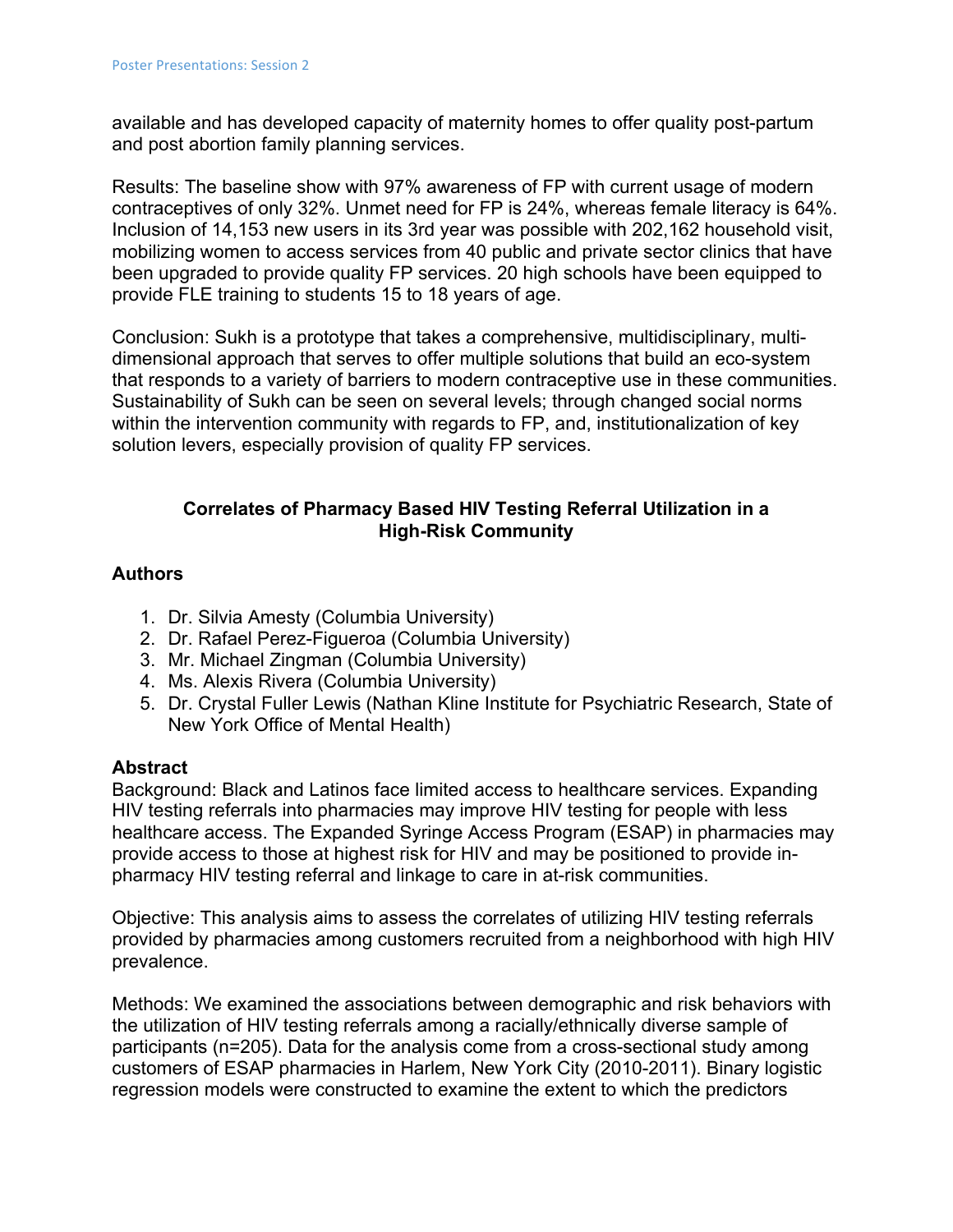available and has developed capacity of maternity homes to offer quality post-partum and post abortion family planning services.

Results: The baseline show with 97% awareness of FP with current usage of modern contraceptives of only 32%. Unmet need for FP is 24%, whereas female literacy is 64%. Inclusion of 14,153 new users in its 3rd year was possible with 202,162 household visit, mobilizing women to access services from 40 public and private sector clinics that have been upgraded to provide quality FP services. 20 high schools have been equipped to provide FLE training to students 15 to 18 years of age.

Conclusion: Sukh is a prototype that takes a comprehensive, multidisciplinary, multi-dimensional approach that serves to offer multiple solutions that build an eco-system that responds to a variety of barriers to modern contraceptive use in these communities. Sustainability of Sukh can be seen on several levels; through changed social norms within the intervention community with regards to FP, and, institutionalization of key solution levers, especially provision of quality FP services.

## Correlates of Pharmacy Based HIV Testing Referral Utilization in a High-Risk Community

### Authors

1. Dr. Silvia Amesty (Columbia University)
2. Dr. Rafael Perez-Figueroa (Columbia University)
3. Mr. Michael Zingman (Columbia University)
4. Ms. Alexis Rivera (Columbia University)
5. Dr. Crystal Fuller Lewis (Nathan Kline Institute for Psychiatric Research, State of New York Office of Mental Health)

### Abstract

Background: Black and Latinos face limited access to healthcare services. Expanding HIV testing referrals into pharmacies may improve HIV testing for people with less healthcare access. The Expanded Syringe Access Program (ESAP) in pharmacies may provide access to those at highest risk for HIV and may be positioned to provide in-pharmacy HIV testing referral and linkage to care in at-risk communities.

Objective: This analysis aims to assess the correlates of utilizing HIV testing referrals provided by pharmacies among customers recruited from a neighborhood with high HIV prevalence.

Methods: We examined the associations between demographic and risk behaviors with the utilization of HIV testing referrals among a racially/ethnically diverse sample of participants (n=205). Data for the analysis come from a cross-sectional study among customers of ESAP pharmacies in Harlem, New York City (2010-2011). Binary logistic regression models were constructed to examine the extent to which the predictors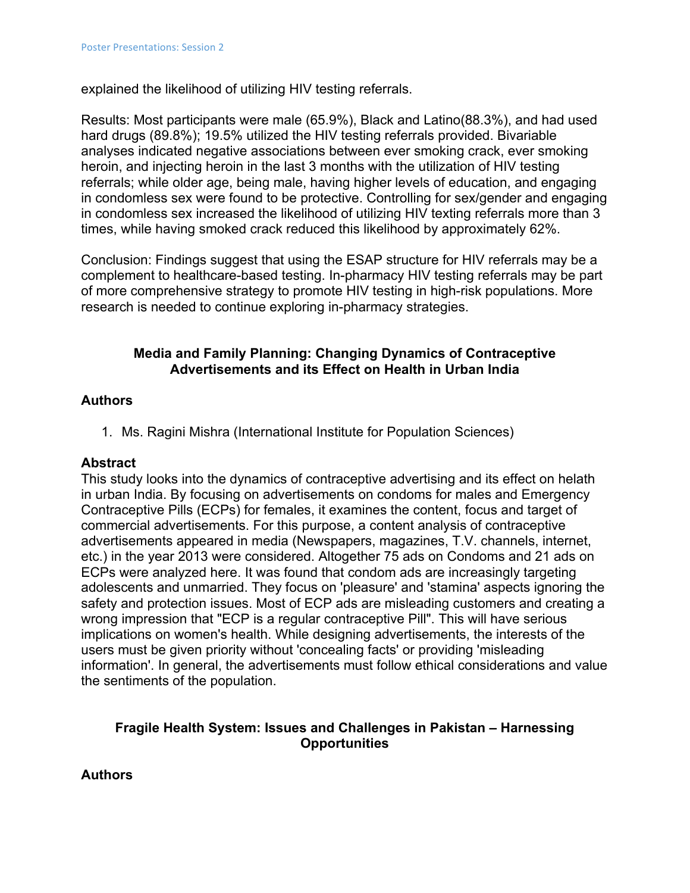explained the likelihood of utilizing HIV testing referrals.

Results: Most participants were male (65.9%), Black and Latino(88.3%), and had used hard drugs (89.8%); 19.5% utilized the HIV testing referrals provided. Bivariable analyses indicated negative associations between ever smoking crack, ever smoking heroin, and injecting heroin in the last 3 months with the utilization of HIV testing referrals; while older age, being male, having higher levels of education, and engaging in condomless sex were found to be protective. Controlling for sex/gender and engaging in condomless sex increased the likelihood of utilizing HIV texting referrals more than 3 times, while having smoked crack reduced this likelihood by approximately 62%.

Conclusion: Findings suggest that using the ESAP structure for HIV referrals may be a complement to healthcare-based testing. In-pharmacy HIV testing referrals may be part of more comprehensive strategy to promote HIV testing in high-risk populations. More research is needed to continue exploring in-pharmacy strategies.

## Media and Family Planning: Changing Dynamics of Contraceptive Advertisements and its Effect on Health in Urban India

### Authors

1. Ms. Ragini Mishra (International Institute for Population Sciences)

### Abstract

This study looks into the dynamics of contraceptive advertising and its effect on helath in urban India. By focusing on advertisements on condoms for males and Emergency Contraceptive Pills (ECPs) for females, it examines the content, focus and target of commercial advertisements. For this purpose, a content analysis of contraceptive advertisements appeared in media (Newspapers, magazines, T.V. channels, internet, etc.) in the year 2013 were considered. Altogether 75 ads on Condoms and 21 ads on ECPs were analyzed here. It was found that condom ads are increasingly targeting adolescents and unmarried. They focus on 'pleasure' and 'stamina' aspects ignoring the safety and protection issues. Most of ECP ads are misleading customers and creating a wrong impression that "ECP is a regular contraceptive Pill". This will have serious implications on women's health. While designing advertisements, the interests of the users must be given priority without 'concealing facts' or providing 'misleading information'. In general, the advertisements must follow ethical considerations and value the sentiments of the population.

## Fragile Health System: Issues and Challenges in Pakistan – Harnessing Opportunities

### Authors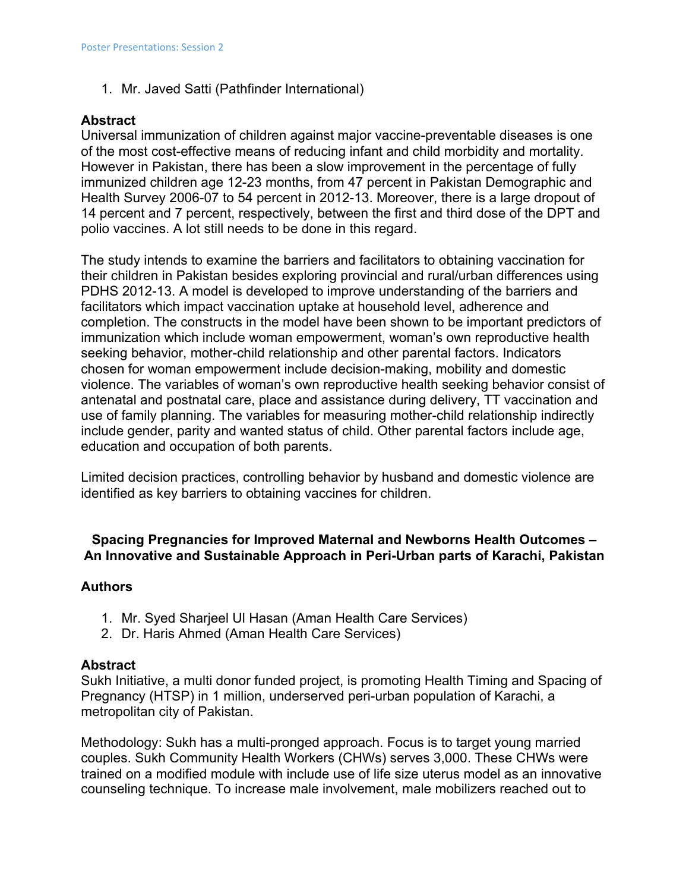1. Mr. Javed Satti (Pathfinder International)

**Abstract**

Universal immunization of children against major vaccine-preventable diseases is one of the most cost-effective means of reducing infant and child morbidity and mortality. However in Pakistan, there has been a slow improvement in the percentage of fully immunized children age 12-23 months, from 47 percent in Pakistan Demographic and Health Survey 2006-07 to 54 percent in 2012-13. Moreover, there is a large dropout of 14 percent and 7 percent, respectively, between the first and third dose of the DPT and polio vaccines. A lot still needs to be done in this regard.

The study intends to examine the barriers and facilitators to obtaining vaccination for their children in Pakistan besides exploring provincial and rural/urban differences using PDHS 2012-13. A model is developed to improve understanding of the barriers and facilitators which impact vaccination uptake at household level, adherence and completion. The constructs in the model have been shown to be important predictors of immunization which include woman empowerment, woman's own reproductive health seeking behavior, mother-child relationship and other parental factors. Indicators chosen for woman empowerment include decision-making, mobility and domestic violence. The variables of woman's own reproductive health seeking behavior consist of antenatal and postnatal care, place and assistance during delivery, TT vaccination and use of family planning. The variables for measuring mother-child relationship indirectly include gender, parity and wanted status of child. Other parental factors include age, education and occupation of both parents.

Limited decision practices, controlling behavior by husband and domestic violence are identified as key barriers to obtaining vaccines for children.

### Spacing Pregnancies for Improved Maternal and Newborns Health Outcomes – An Innovative and Sustainable Approach in Peri-Urban parts of Karachi, Pakistan

**Authors**

1. Mr. Syed Sharjeel Ul Hasan (Aman Health Care Services)
2. Dr. Haris Ahmed (Aman Health Care Services)

**Abstract**

Sukh Initiative, a multi donor funded project, is promoting Health Timing and Spacing of Pregnancy (HTSP) in 1 million, underserved peri-urban population of Karachi, a metropolitan city of Pakistan.

Methodology: Sukh has a multi-pronged approach. Focus is to target young married couples. Sukh Community Health Workers (CHWs) serves 3,000. These CHWs were trained on a modified module with include use of life size uterus model as an innovative counseling technique. To increase male involvement, male mobilizers reached out to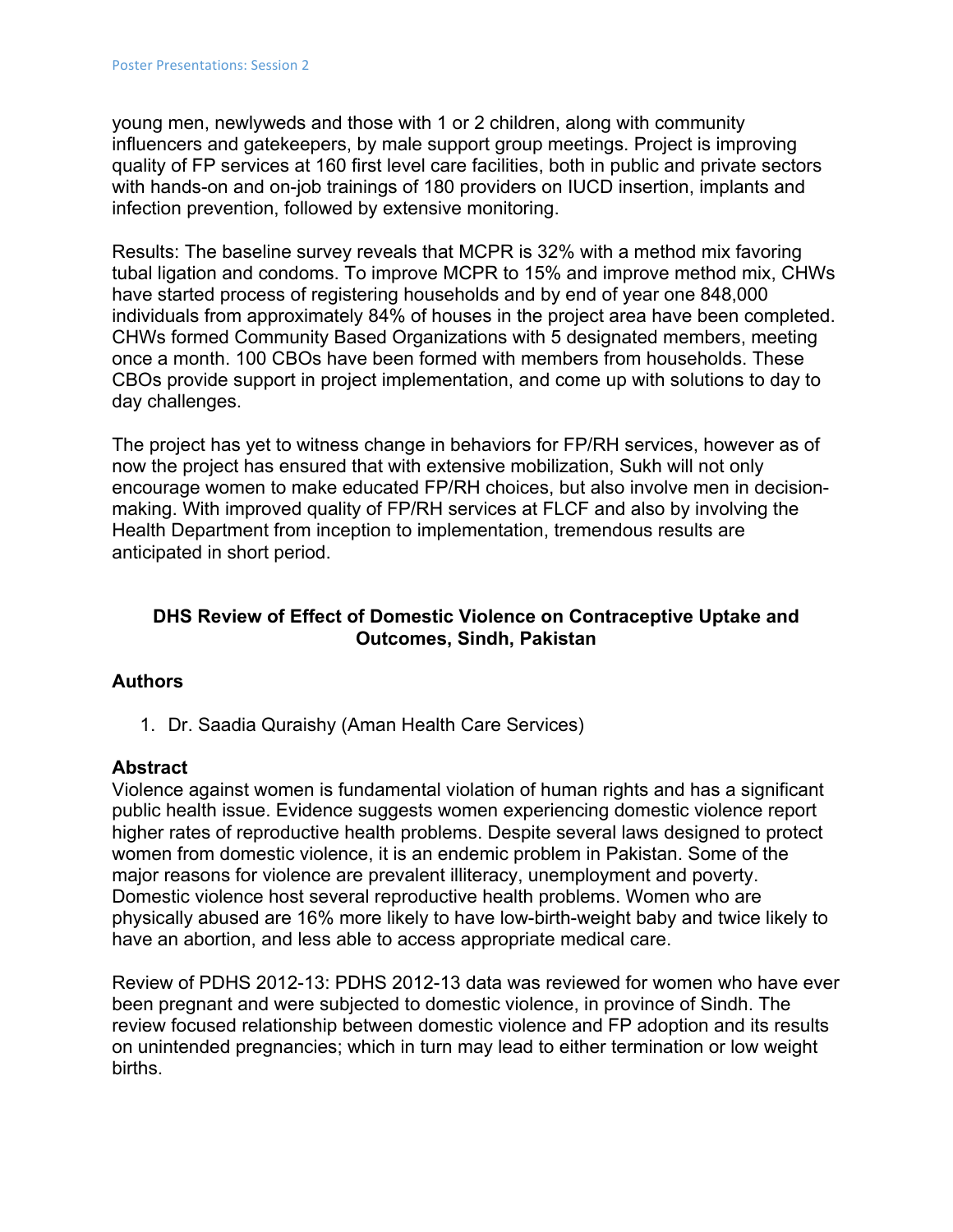young men, newlyweds and those with 1 or 2 children, along with community influencers and gatekeepers, by male support group meetings. Project is improving quality of FP services at 160 first level care facilities, both in public and private sectors with hands-on and on-job trainings of 180 providers on IUCD insertion, implants and infection prevention, followed by extensive monitoring.

Results: The baseline survey reveals that MCPR is 32% with a method mix favoring tubal ligation and condoms. To improve MCPR to 15% and improve method mix, CHWs have started process of registering households and by end of year one 848,000 individuals from approximately 84% of houses in the project area have been completed. CHWs formed Community Based Organizations with 5 designated members, meeting once a month. 100 CBOs have been formed with members from households. These CBOs provide support in project implementation, and come up with solutions to day to day challenges.

The project has yet to witness change in behaviors for FP/RH services, however as of now the project has ensured that with extensive mobilization, Sukh will not only encourage women to make educated FP/RH choices, but also involve men in decision-making. With improved quality of FP/RH services at FLCF and also by involving the Health Department from inception to implementation, tremendous results are anticipated in short period.

## DHS Review of Effect of Domestic Violence on Contraceptive Uptake and Outcomes, Sindh, Pakistan

### Authors

1. Dr. Saadia Quraishy (Aman Health Care Services)

### Abstract

Violence against women is fundamental violation of human rights and has a significant public health issue. Evidence suggests women experiencing domestic violence report higher rates of reproductive health problems. Despite several laws designed to protect women from domestic violence, it is an endemic problem in Pakistan. Some of the major reasons for violence are prevalent illiteracy, unemployment and poverty. Domestic violence host several reproductive health problems. Women who are physically abused are 16% more likely to have low-birth-weight baby and twice likely to have an abortion, and less able to access appropriate medical care.

Review of PDHS 2012-13: PDHS 2012-13 data was reviewed for women who have ever been pregnant and were subjected to domestic violence, in province of Sindh. The review focused relationship between domestic violence and FP adoption and its results on unintended pregnancies; which in turn may lead to either termination or low weight births.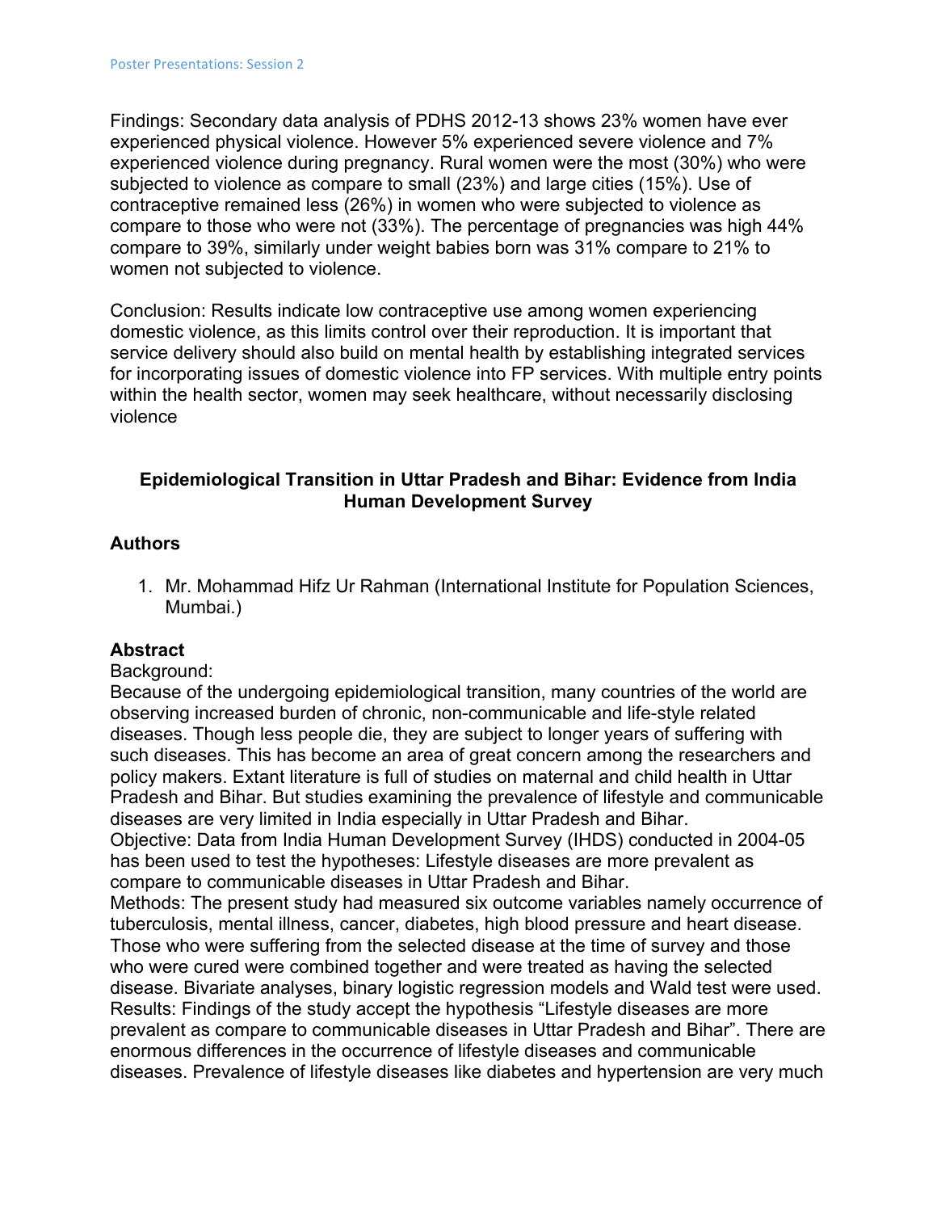Findings: Secondary data analysis of PDHS 2012-13 shows 23% women have ever experienced physical violence. However 5% experienced severe violence and 7% experienced violence during pregnancy. Rural women were the most (30%) who were subjected to violence as compare to small (23%) and large cities (15%). Use of contraceptive remained less (26%) in women who were subjected to violence as compare to those who were not (33%). The percentage of pregnancies was high 44% compare to 39%, similarly under weight babies born was 31% compare to 21% to women not subjected to violence.

Conclusion: Results indicate low contraceptive use among women experiencing domestic violence, as this limits control over their reproduction. It is important that service delivery should also build on mental health by establishing integrated services for incorporating issues of domestic violence into FP services. With multiple entry points within the health sector, women may seek healthcare, without necessarily disclosing violence

## Epidemiological Transition in Uttar Pradesh and Bihar: Evidence from India Human Development Survey

### Authors

1. Mr. Mohammad Hifz Ur Rahman (International Institute for Population Sciences, Mumbai.)

### Abstract

Background:
Because of the undergoing epidemiological transition, many countries of the world are observing increased burden of chronic, non-communicable and life-style related diseases. Though less people die, they are subject to longer years of suffering with such diseases. This has become an area of great concern among the researchers and policy makers. Extant literature is full of studies on maternal and child health in Uttar Pradesh and Bihar. But studies examining the prevalence of lifestyle and communicable diseases are very limited in India especially in Uttar Pradesh and Bihar.
Objective: Data from India Human Development Survey (IHDS) conducted in 2004-05 has been used to test the hypotheses: Lifestyle diseases are more prevalent as compare to communicable diseases in Uttar Pradesh and Bihar.
Methods: The present study had measured six outcome variables namely occurrence of tuberculosis, mental illness, cancer, diabetes, high blood pressure and heart disease. Those who were suffering from the selected disease at the time of survey and those who were cured were combined together and were treated as having the selected disease. Bivariate analyses, binary logistic regression models and Wald test were used.
Results: Findings of the study accept the hypothesis “Lifestyle diseases are more prevalent as compare to communicable diseases in Uttar Pradesh and Bihar”. There are enormous differences in the occurrence of lifestyle diseases and communicable diseases. Prevalence of lifestyle diseases like diabetes and hypertension are very much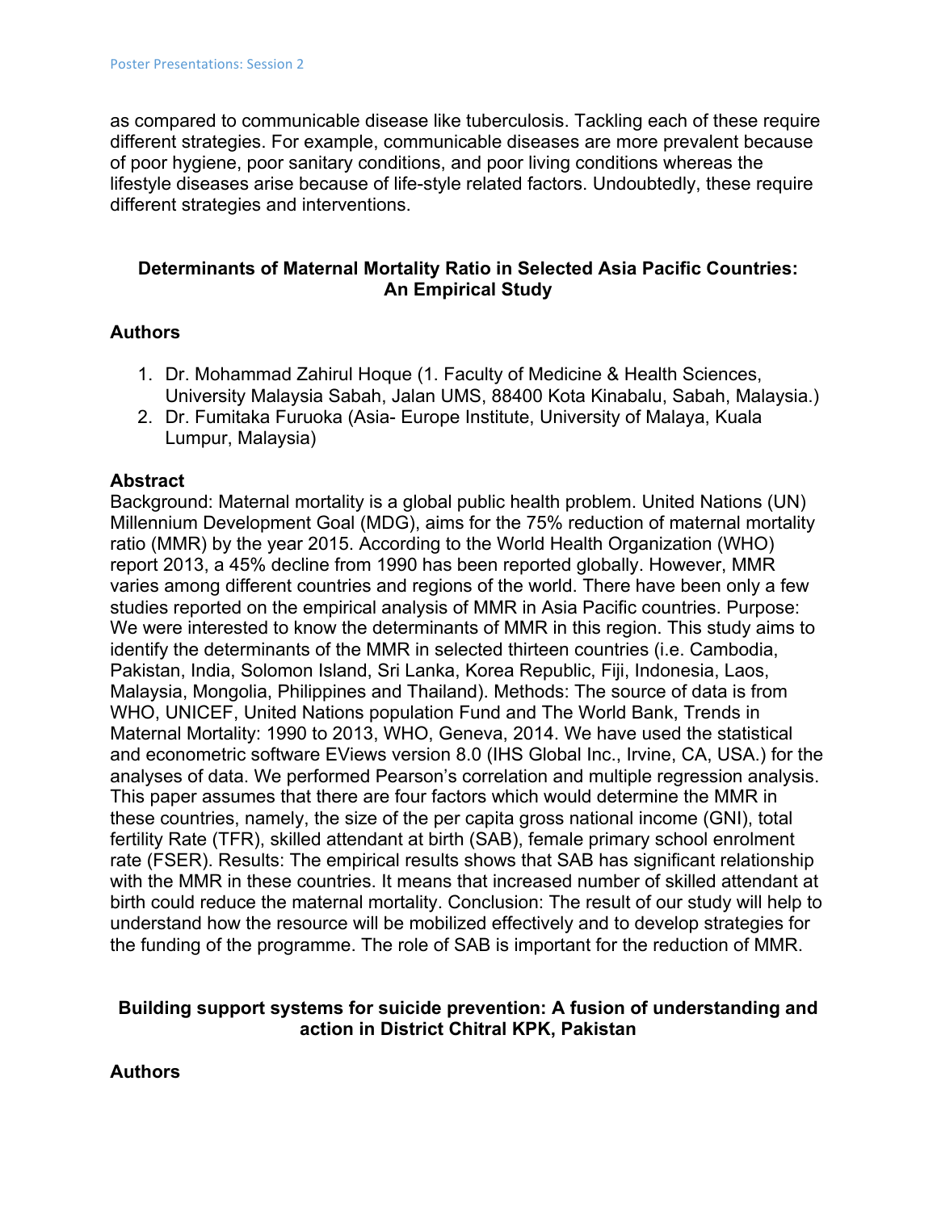as compared to communicable disease like tuberculosis. Tackling each of these require different strategies. For example, communicable diseases are more prevalent because of poor hygiene, poor sanitary conditions, and poor living conditions whereas the lifestyle diseases arise because of life-style related factors. Undoubtedly, these require different strategies and interventions.

### Determinants of Maternal Mortality Ratio in Selected Asia Pacific Countries: An Empirical Study

**Authors**

1. Dr. Mohammad Zahirul Hoque (1. Faculty of Medicine & Health Sciences, University Malaysia Sabah, Jalan UMS, 88400 Kota Kinabalu, Sabah, Malaysia.)
2. Dr. Fumitaka Furuoka (Asia- Europe Institute, University of Malaya, Kuala Lumpur, Malaysia)

**Abstract**

Background: Maternal mortality is a global public health problem. United Nations (UN) Millennium Development Goal (MDG), aims for the 75% reduction of maternal mortality ratio (MMR) by the year 2015. According to the World Health Organization (WHO) report 2013, a 45% decline from 1990 has been reported globally. However, MMR varies among different countries and regions of the world. There have been only a few studies reported on the empirical analysis of MMR in Asia Pacific countries. Purpose: We were interested to know the determinants of MMR in this region. This study aims to identify the determinants of the MMR in selected thirteen countries (i.e. Cambodia, Pakistan, India, Solomon Island, Sri Lanka, Korea Republic, Fiji, Indonesia, Laos, Malaysia, Mongolia, Philippines and Thailand). Methods: The source of data is from WHO, UNICEF, United Nations population Fund and The World Bank, Trends in Maternal Mortality: 1990 to 2013, WHO, Geneva, 2014. We have used the statistical and econometric software EViews version 8.0 (IHS Global Inc., Irvine, CA, USA.) for the analyses of data. We performed Pearson's correlation and multiple regression analysis. This paper assumes that there are four factors which would determine the MMR in these countries, namely, the size of the per capita gross national income (GNI), total fertility Rate (TFR), skilled attendant at birth (SAB), female primary school enrolment rate (FSER). Results: The empirical results shows that SAB has significant relationship with the MMR in these countries. It means that increased number of skilled attendant at birth could reduce the maternal mortality. Conclusion: The result of our study will help to understand how the resource will be mobilized effectively and to develop strategies for the funding of the programme. The role of SAB is important for the reduction of MMR.

### Building support systems for suicide prevention: A fusion of understanding and action in District Chitral KPK, Pakistan

**Authors**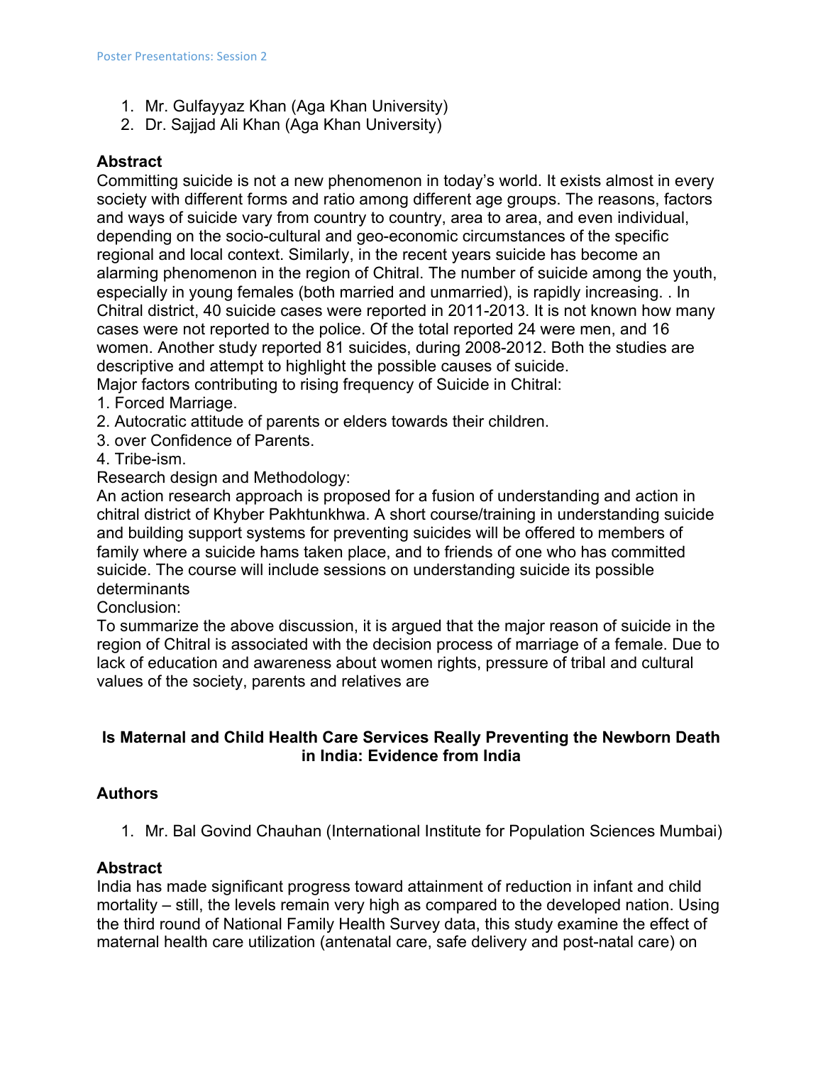1. Mr. Gulfayyaz Khan (Aga Khan University)
2. Dr. Sajjad Ali Khan (Aga Khan University)

### Abstract

Committing suicide is not a new phenomenon in today's world. It exists almost in every society with different forms and ratio among different age groups. The reasons, factors and ways of suicide vary from country to country, area to area, and even individual, depending on the socio-cultural and geo-economic circumstances of the specific regional and local context. Similarly, in the recent years suicide has become an alarming phenomenon in the region of Chitral. The number of suicide among the youth, especially in young females (both married and unmarried), is rapidly increasing. . In Chitral district, 40 suicide cases were reported in 2011-2013. It is not known how many cases were not reported to the police. Of the total reported 24 were men, and 16 women. Another study reported 81 suicides, during 2008-2012. Both the studies are descriptive and attempt to highlight the possible causes of suicide.
Major factors contributing to rising frequency of Suicide in Chitral:
1. Forced Marriage.
2. Autocratic attitude of parents or elders towards their children.
3. over Confidence of Parents.
4. Tribe-ism.

Research design and Methodology:
An action research approach is proposed for a fusion of understanding and action in chitral district of Khyber Pakhtunkhwa. A short course/training in understanding suicide and building support systems for preventing suicides will be offered to members of family where a suicide hams taken place, and to friends of one who has committed suicide. The course will include sessions on understanding suicide its possible determinants
Conclusion:
To summarize the above discussion, it is argued that the major reason of suicide in the region of Chitral is associated with the decision process of marriage of a female. Due to lack of education and awareness about women rights, pressure of tribal and cultural values of the society, parents and relatives are

## Is Maternal and Child Health Care Services Really Preventing the Newborn Death in India: Evidence from India

### Authors

1. Mr. Bal Govind Chauhan (International Institute for Population Sciences Mumbai)

### Abstract

India has made significant progress toward attainment of reduction in infant and child mortality – still, the levels remain very high as compared to the developed nation. Using the third round of National Family Health Survey data, this study examine the effect of maternal health care utilization (antenatal care, safe delivery and post-natal care) on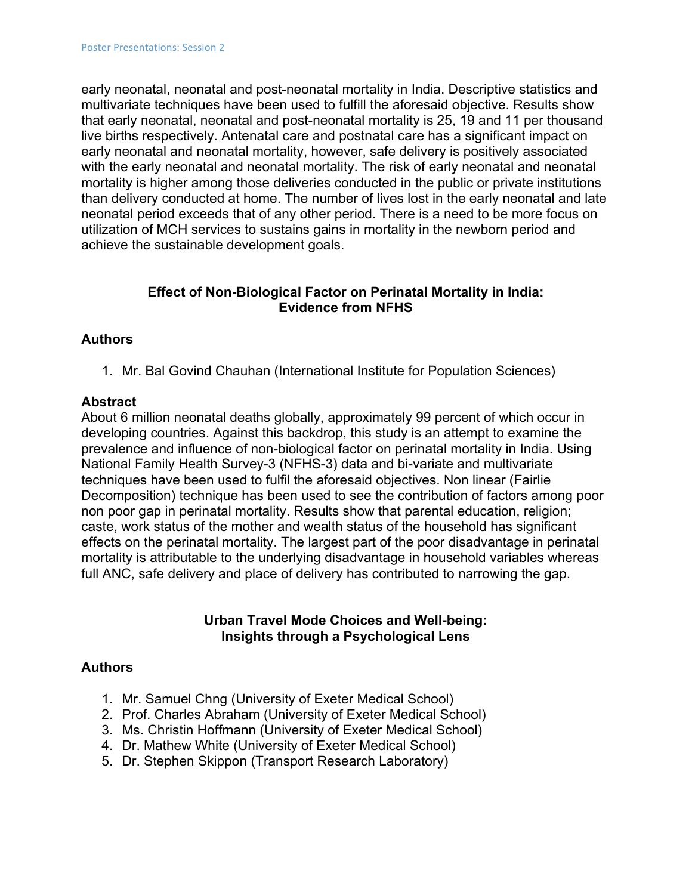early neonatal, neonatal and post-neonatal mortality in India. Descriptive statistics and multivariate techniques have been used to fulfill the aforesaid objective. Results show that early neonatal, neonatal and post-neonatal mortality is 25, 19 and 11 per thousand live births respectively. Antenatal care and postnatal care has a significant impact on early neonatal and neonatal mortality, however, safe delivery is positively associated with the early neonatal and neonatal mortality. The risk of early neonatal and neonatal mortality is higher among those deliveries conducted in the public or private institutions than delivery conducted at home. The number of lives lost in the early neonatal and late neonatal period exceeds that of any other period. There is a need to be more focus on utilization of MCH services to sustains gains in mortality in the newborn period and achieve the sustainable development goals.

## Effect of Non-Biological Factor on Perinatal Mortality in India: Evidence from NFHS

### Authors

1. Mr. Bal Govind Chauhan (International Institute for Population Sciences)

### Abstract

About 6 million neonatal deaths globally, approximately 99 percent of which occur in developing countries. Against this backdrop, this study is an attempt to examine the prevalence and influence of non-biological factor on perinatal mortality in India. Using National Family Health Survey-3 (NFHS-3) data and bi-variate and multivariate techniques have been used to fulfil the aforesaid objectives. Non linear (Fairlie Decomposition) technique has been used to see the contribution of factors among poor non poor gap in perinatal mortality. Results show that parental education, religion; caste, work status of the mother and wealth status of the household has significant effects on the perinatal mortality. The largest part of the poor disadvantage in perinatal mortality is attributable to the underlying disadvantage in household variables whereas full ANC, safe delivery and place of delivery has contributed to narrowing the gap.

## Urban Travel Mode Choices and Well-being: Insights through a Psychological Lens

### Authors

1. Mr. Samuel Chng (University of Exeter Medical School)
2. Prof. Charles Abraham (University of Exeter Medical School)
3. Ms. Christin Hoffmann (University of Exeter Medical School)
4. Dr. Mathew White (University of Exeter Medical School)
5. Dr. Stephen Skippon (Transport Research Laboratory)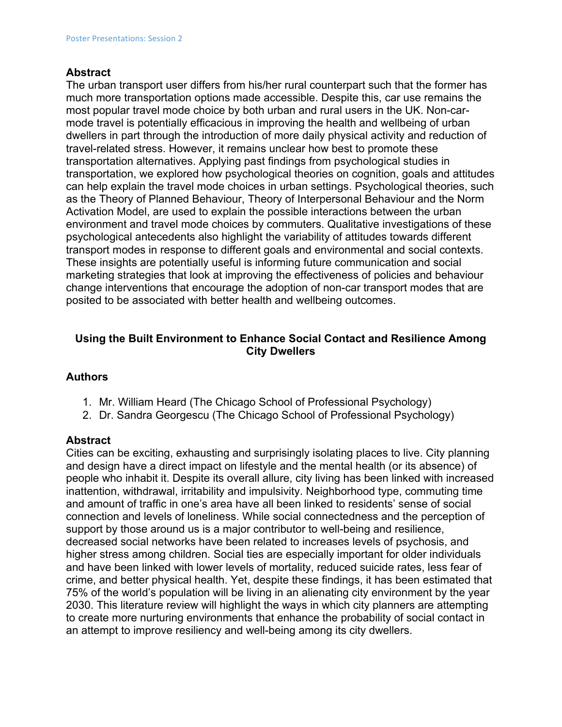### Abstract

The urban transport user differs from his/her rural counterpart such that the former has much more transportation options made accessible. Despite this, car use remains the most popular travel mode choice by both urban and rural users in the UK. Non-car-mode travel is potentially efficacious in improving the health and wellbeing of urban dwellers in part through the introduction of more daily physical activity and reduction of travel-related stress. However, it remains unclear how best to promote these transportation alternatives. Applying past findings from psychological studies in transportation, we explored how psychological theories on cognition, goals and attitudes can help explain the travel mode choices in urban settings. Psychological theories, such as the Theory of Planned Behaviour, Theory of Interpersonal Behaviour and the Norm Activation Model, are used to explain the possible interactions between the urban environment and travel mode choices by commuters. Qualitative investigations of these psychological antecedents also highlight the variability of attitudes towards different transport modes in response to different goals and environmental and social contexts. These insights are potentially useful is informing future communication and social marketing strategies that look at improving the effectiveness of policies and behaviour change interventions that encourage the adoption of non-car transport modes that are posited to be associated with better health and wellbeing outcomes.

## Using the Built Environment to Enhance Social Contact and Resilience Among City Dwellers

### Authors

1. Mr. William Heard (The Chicago School of Professional Psychology)
2. Dr. Sandra Georgescu (The Chicago School of Professional Psychology)

### Abstract

Cities can be exciting, exhausting and surprisingly isolating places to live. City planning and design have a direct impact on lifestyle and the mental health (or its absence) of people who inhabit it. Despite its overall allure, city living has been linked with increased inattention, withdrawal, irritability and impulsivity. Neighborhood type, commuting time and amount of traffic in one's area have all been linked to residents' sense of social connection and levels of loneliness. While social connectedness and the perception of support by those around us is a major contributor to well-being and resilience, decreased social networks have been related to increases levels of psychosis, and higher stress among children. Social ties are especially important for older individuals and have been linked with lower levels of mortality, reduced suicide rates, less fear of crime, and better physical health. Yet, despite these findings, it has been estimated that 75% of the world's population will be living in an alienating city environment by the year 2030. This literature review will highlight the ways in which city planners are attempting to create more nurturing environments that enhance the probability of social contact in an attempt to improve resiliency and well-being among its city dwellers.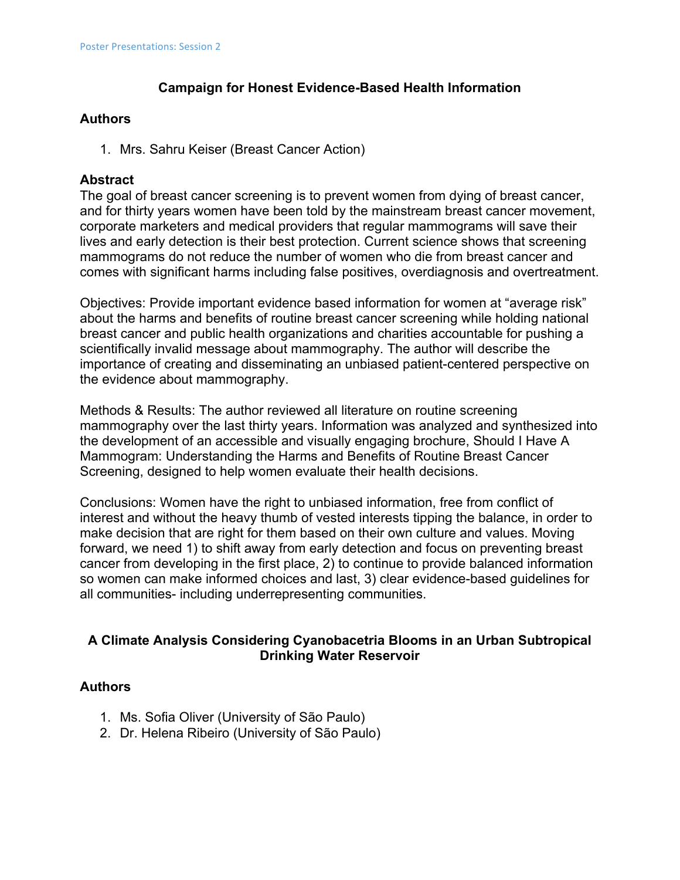## Campaign for Honest Evidence-Based Health Information

### Authors

1. Mrs. Sahru Keiser (Breast Cancer Action)

### Abstract

The goal of breast cancer screening is to prevent women from dying of breast cancer, and for thirty years women have been told by the mainstream breast cancer movement, corporate marketers and medical providers that regular mammograms will save their lives and early detection is their best protection. Current science shows that screening mammograms do not reduce the number of women who die from breast cancer and comes with significant harms including false positives, overdiagnosis and overtreatment.

Objectives: Provide important evidence based information for women at "average risk" about the harms and benefits of routine breast cancer screening while holding national breast cancer and public health organizations and charities accountable for pushing a scientifically invalid message about mammography. The author will describe the importance of creating and disseminating an unbiased patient-centered perspective on the evidence about mammography.

Methods & Results: The author reviewed all literature on routine screening mammography over the last thirty years. Information was analyzed and synthesized into the development of an accessible and visually engaging brochure, Should I Have A Mammogram: Understanding the Harms and Benefits of Routine Breast Cancer Screening, designed to help women evaluate their health decisions.

Conclusions: Women have the right to unbiased information, free from conflict of interest and without the heavy thumb of vested interests tipping the balance, in order to make decision that are right for them based on their own culture and values. Moving forward, we need 1) to shift away from early detection and focus on preventing breast cancer from developing in the first place, 2) to continue to provide balanced information so women can make informed choices and last, 3) clear evidence-based guidelines for all communities- including underrepresenting communities.

## A Climate Analysis Considering Cyanobacetria Blooms in an Urban Subtropical Drinking Water Reservoir

### Authors

1. Ms. Sofia Oliver (University of São Paulo)
2. Dr. Helena Ribeiro (University of São Paulo)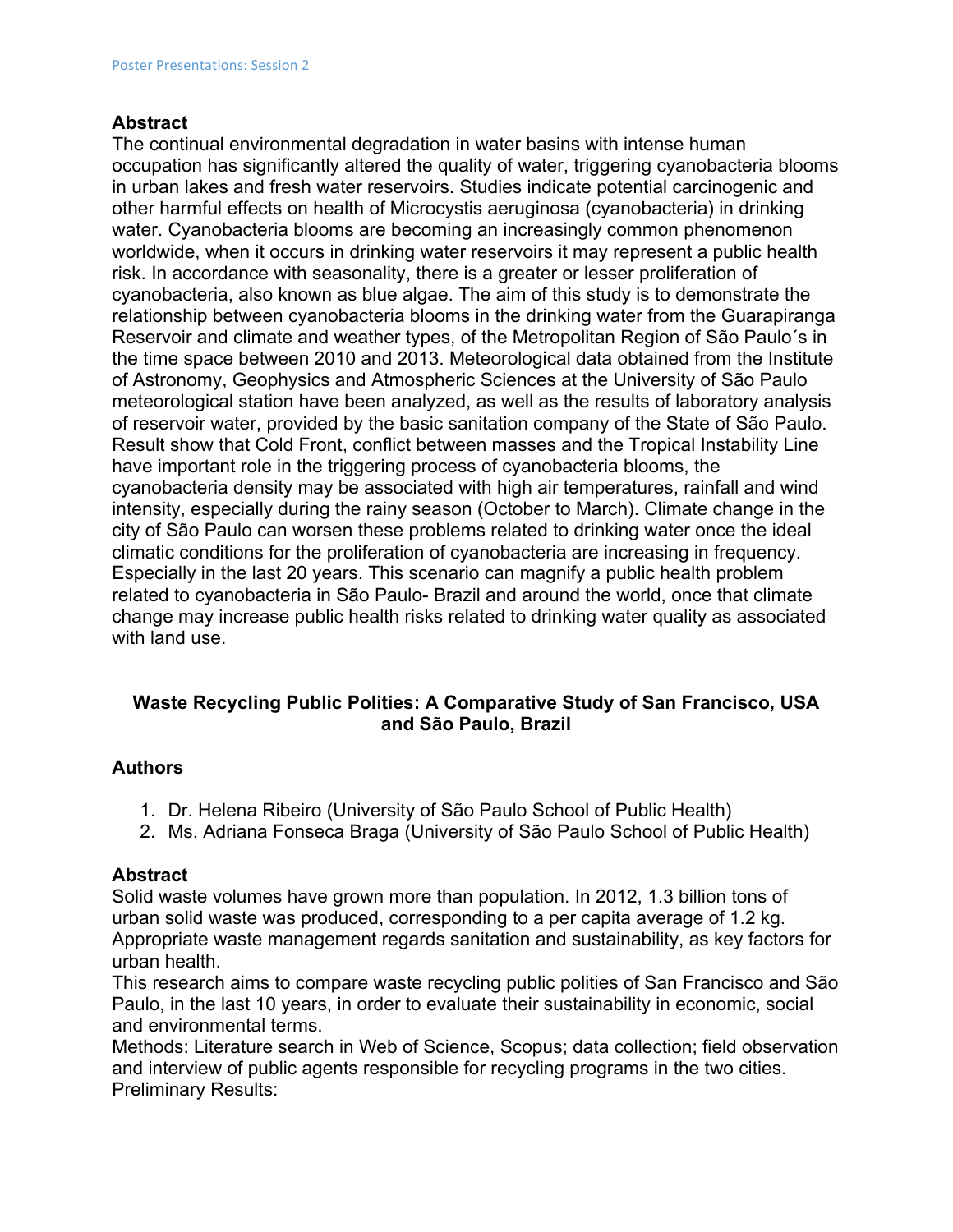## Abstract

The continual environmental degradation in water basins with intense human occupation has significantly altered the quality of water, triggering cyanobacteria blooms in urban lakes and fresh water reservoirs. Studies indicate potential carcinogenic and other harmful effects on health of Microcystis aeruginosa (cyanobacteria) in drinking water. Cyanobacteria blooms are becoming an increasingly common phenomenon worldwide, when it occurs in drinking water reservoirs it may represent a public health risk. In accordance with seasonality, there is a greater or lesser proliferation of cyanobacteria, also known as blue algae. The aim of this study is to demonstrate the relationship between cyanobacteria blooms in the drinking water from the Guarapiranga Reservoir and climate and weather types, of the Metropolitan Region of São Paulo´s in the time space between 2010 and 2013. Meteorological data obtained from the Institute of Astronomy, Geophysics and Atmospheric Sciences at the University of São Paulo meteorological station have been analyzed, as well as the results of laboratory analysis of reservoir water, provided by the basic sanitation company of the State of São Paulo. Result show that Cold Front, conflict between masses and the Tropical Instability Line have important role in the triggering process of cyanobacteria blooms, the cyanobacteria density may be associated with high air temperatures, rainfall and wind intensity, especially during the rainy season (October to March). Climate change in the city of São Paulo can worsen these problems related to drinking water once the ideal climatic conditions for the proliferation of cyanobacteria are increasing in frequency. Especially in the last 20 years. This scenario can magnify a public health problem related to cyanobacteria in São Paulo- Brazil and around the world, once that climate change may increase public health risks related to drinking water quality as associated with land use.

## Waste Recycling Public Polities: A Comparative Study of San Francisco, USA and São Paulo, Brazil

### Authors

1. Dr. Helena Ribeiro (University of São Paulo School of Public Health)
2. Ms. Adriana Fonseca Braga (University of São Paulo School of Public Health)

### Abstract

Solid waste volumes have grown more than population. In 2012, 1.3 billion tons of urban solid waste was produced, corresponding to a per capita average of 1.2 kg. Appropriate waste management regards sanitation and sustainability, as key factors for urban health.

This research aims to compare waste recycling public polities of San Francisco and São Paulo, in the last 10 years, in order to evaluate their sustainability in economic, social and environmental terms.

Methods: Literature search in Web of Science, Scopus; data collection; field observation and interview of public agents responsible for recycling programs in the two cities.

Preliminary Results: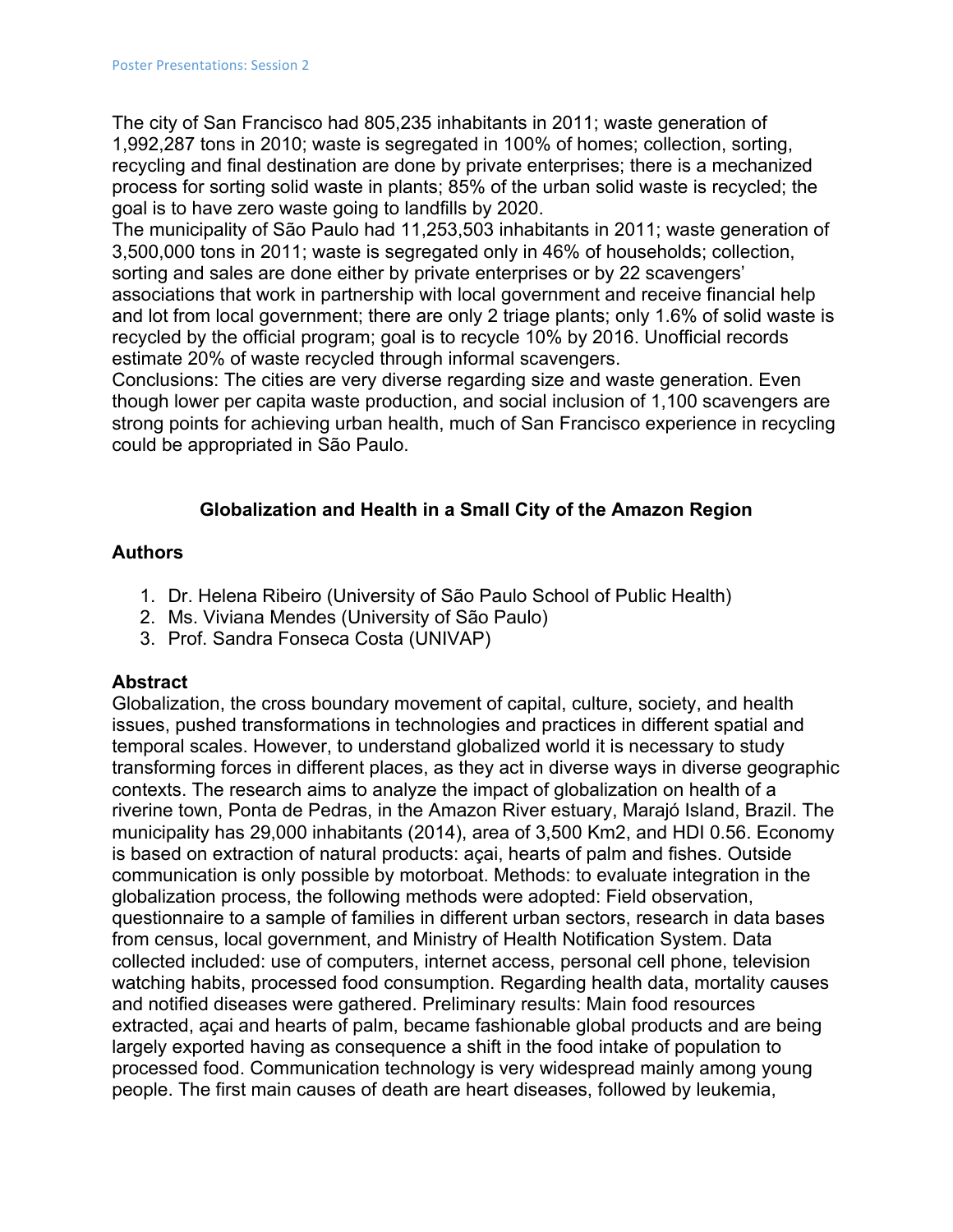The city of San Francisco had 805,235 inhabitants in 2011; waste generation of 1,992,287 tons in 2010; waste is segregated in 100% of homes; collection, sorting, recycling and final destination are done by private enterprises; there is a mechanized process for sorting solid waste in plants; 85% of the urban solid waste is recycled; the goal is to have zero waste going to landfills by 2020.
The municipality of São Paulo had 11,253,503 inhabitants in 2011; waste generation of 3,500,000 tons in 2011; waste is segregated only in 46% of households; collection, sorting and sales are done either by private enterprises or by 22 scavengers' associations that work in partnership with local government and receive financial help and lot from local government; there are only 2 triage plants; only 1.6% of solid waste is recycled by the official program; goal is to recycle 10% by 2016. Unofficial records estimate 20% of waste recycled through informal scavengers.
Conclusions: The cities are very diverse regarding size and waste generation. Even though lower per capita waste production, and social inclusion of 1,100 scavengers are strong points for achieving urban health, much of San Francisco experience in recycling could be appropriated in São Paulo.

## Globalization and Health in a Small City of the Amazon Region

### Authors

1. Dr. Helena Ribeiro (University of São Paulo School of Public Health)
2. Ms. Viviana Mendes (University of São Paulo)
3. Prof. Sandra Fonseca Costa (UNIVAP)

### Abstract

Globalization, the cross boundary movement of capital, culture, society, and health issues, pushed transformations in technologies and practices in different spatial and temporal scales. However, to understand globalized world it is necessary to study transforming forces in different places, as they act in diverse ways in diverse geographic contexts. The research aims to analyze the impact of globalization on health of a riverine town, Ponta de Pedras, in the Amazon River estuary, Marajó Island, Brazil. The municipality has 29,000 inhabitants (2014), area of 3,500 Km2, and HDI 0.56. Economy is based on extraction of natural products: açai, hearts of palm and fishes. Outside communication is only possible by motorboat. Methods: to evaluate integration in the globalization process, the following methods were adopted: Field observation, questionnaire to a sample of families in different urban sectors, research in data bases from census, local government, and Ministry of Health Notification System. Data collected included: use of computers, internet access, personal cell phone, television watching habits, processed food consumption. Regarding health data, mortality causes and notified diseases were gathered. Preliminary results: Main food resources extracted, açai and hearts of palm, became fashionable global products and are being largely exported having as consequence a shift in the food intake of population to processed food. Communication technology is very widespread mainly among young people. The first main causes of death are heart diseases, followed by leukemia,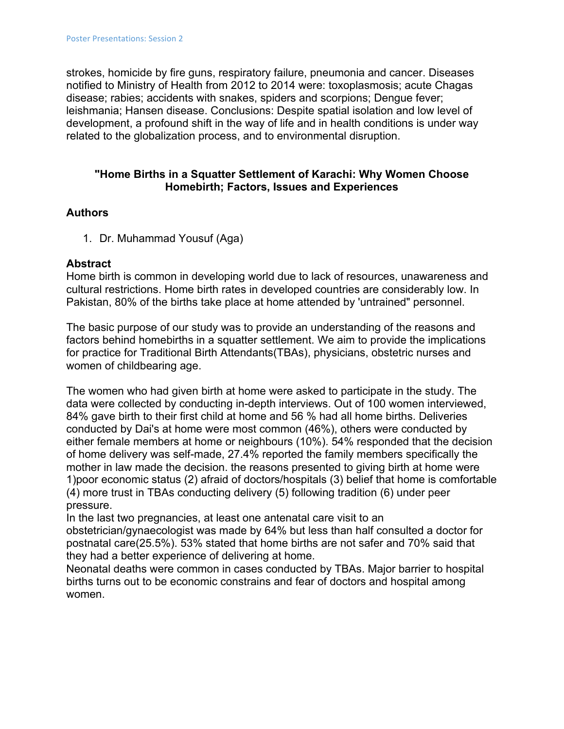strokes, homicide by fire guns, respiratory failure, pneumonia and cancer. Diseases notified to Ministry of Health from 2012 to 2014 were: toxoplasmosis; acute Chagas disease; rabies; accidents with snakes, spiders and scorpions; Dengue fever; leishmania; Hansen disease. Conclusions: Despite spatial isolation and low level of development, a profound shift in the way of life and in health conditions is under way related to the globalization process, and to environmental disruption.

### "Home Births in a Squatter Settlement of Karachi: Why Women Choose Homebirth; Factors, Issues and Experiences

**Authors**

1. Dr. Muhammad Yousuf (Aga)

**Abstract**

Home birth is common in developing world due to lack of resources, unawareness and cultural restrictions. Home birth rates in developed countries are considerably low. In Pakistan, 80% of the births take place at home attended by 'untrained" personnel.

The basic purpose of our study was to provide an understanding of the reasons and factors behind homebirths in a squatter settlement. We aim to provide the implications for practice for Traditional Birth Attendants(TBAs), physicians, obstetric nurses and women of childbearing age.

The women who had given birth at home were asked to participate in the study. The data were collected by conducting in-depth interviews. Out of 100 women interviewed, 84% gave birth to their first child at home and 56 % had all home births. Deliveries conducted by Dai's at home were most common (46%), others were conducted by either female members at home or neighbours (10%). 54% responded that the decision of home delivery was self-made, 27.4% reported the family members specifically the mother in law made the decision. the reasons presented to giving birth at home were 1)poor economic status (2) afraid of doctors/hospitals (3) belief that home is comfortable (4) more trust in TBAs conducting delivery (5) following tradition (6) under peer pressure.

In the last two pregnancies, at least one antenatal care visit to an obstetrician/gynaecologist was made by 64% but less than half consulted a doctor for postnatal care(25.5%). 53% stated that home births are not safer and 70% said that they had a better experience of delivering at home.

Neonatal deaths were common in cases conducted by TBAs. Major barrier to hospital births turns out to be economic constrains and fear of doctors and hospital among women.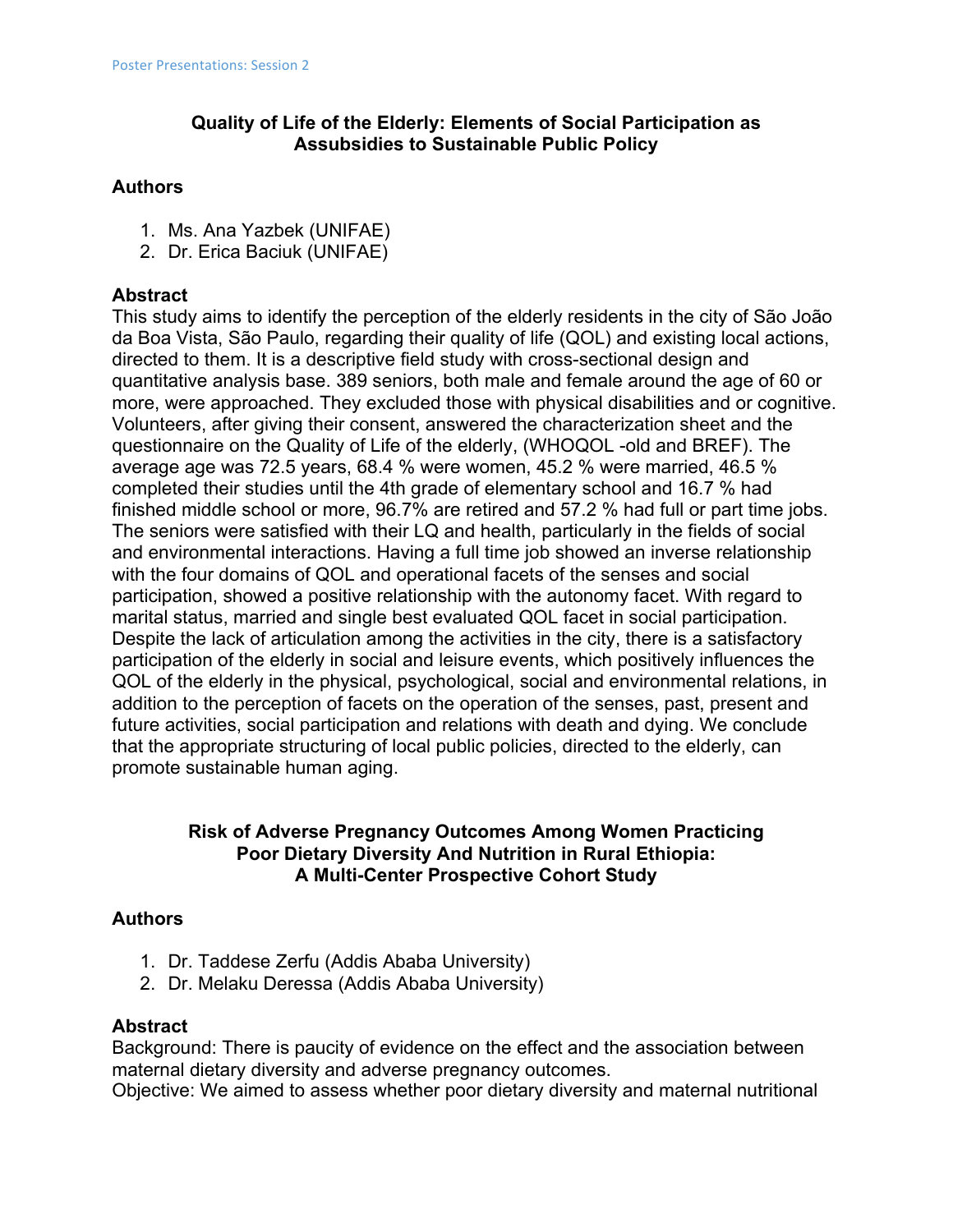## Quality of Life of the Elderly: Elements of Social Participation as Assubsidies to Sustainable Public Policy

### Authors

1. Ms. Ana Yazbek (UNIFAE)
2. Dr. Erica Baciuk (UNIFAE)

### Abstract

This study aims to identify the perception of the elderly residents in the city of São João da Boa Vista, São Paulo, regarding their quality of life (QOL) and existing local actions, directed to them. It is a descriptive field study with cross-sectional design and quantitative analysis base. 389 seniors, both male and female around the age of 60 or more, were approached. They excluded those with physical disabilities and or cognitive. Volunteers, after giving their consent, answered the characterization sheet and the questionnaire on the Quality of Life of the elderly, (WHOQOL -old and BREF). The average age was 72.5 years, 68.4 % were women, 45.2 % were married, 46.5 % completed their studies until the 4th grade of elementary school and 16.7 % had finished middle school or more, 96.7% are retired and 57.2 % had full or part time jobs. The seniors were satisfied with their LQ and health, particularly in the fields of social and environmental interactions. Having a full time job showed an inverse relationship with the four domains of QOL and operational facets of the senses and social participation, showed a positive relationship with the autonomy facet. With regard to marital status, married and single best evaluated QOL facet in social participation. Despite the lack of articulation among the activities in the city, there is a satisfactory participation of the elderly in social and leisure events, which positively influences the QOL of the elderly in the physical, psychological, social and environmental relations, in addition to the perception of facets on the operation of the senses, past, present and future activities, social participation and relations with death and dying. We conclude that the appropriate structuring of local public policies, directed to the elderly, can promote sustainable human aging.

## Risk of Adverse Pregnancy Outcomes Among Women Practicing Poor Dietary Diversity And Nutrition in Rural Ethiopia: A Multi-Center Prospective Cohort Study

### Authors

1. Dr. Taddese Zerfu (Addis Ababa University)
2. Dr. Melaku Deressa (Addis Ababa University)

### Abstract

Background: There is paucity of evidence on the effect and the association between maternal dietary diversity and adverse pregnancy outcomes.
Objective: We aimed to assess whether poor dietary diversity and maternal nutritional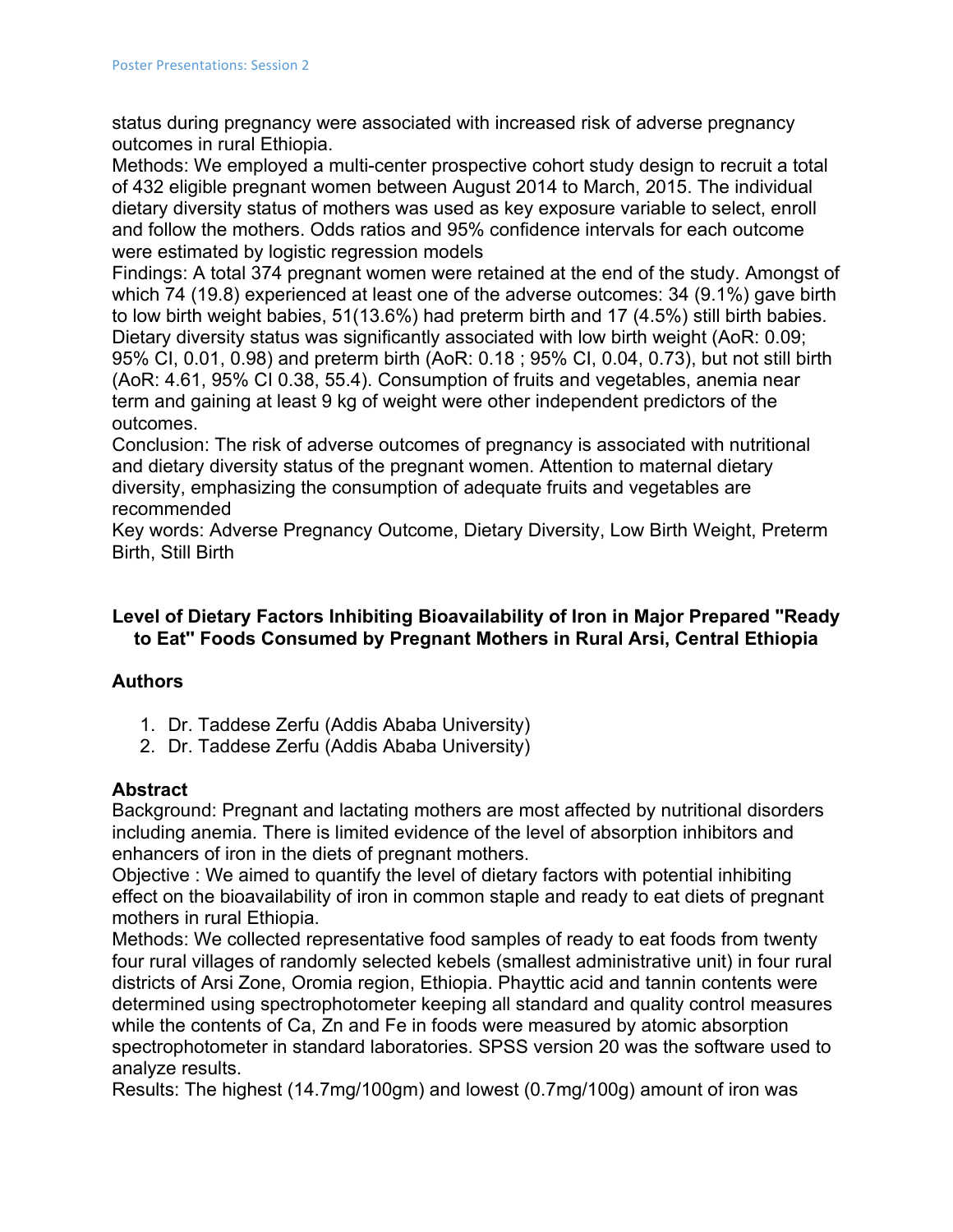status during pregnancy were associated with increased risk of adverse pregnancy outcomes in rural Ethiopia.

Methods: We employed a multi-center prospective cohort study design to recruit a total of 432 eligible pregnant women between August 2014 to March, 2015. The individual dietary diversity status of mothers was used as key exposure variable to select, enroll and follow the mothers. Odds ratios and 95% confidence intervals for each outcome were estimated by logistic regression models

Findings: A total 374 pregnant women were retained at the end of the study. Amongst of which 74 (19.8) experienced at least one of the adverse outcomes: 34 (9.1%) gave birth to low birth weight babies, 51(13.6%) had preterm birth and 17 (4.5%) still birth babies. Dietary diversity status was significantly associated with low birth weight (AoR: 0.09; 95% CI, 0.01, 0.98) and preterm birth (AoR: 0.18 ; 95% CI, 0.04, 0.73), but not still birth (AoR: 4.61, 95% CI 0.38, 55.4). Consumption of fruits and vegetables, anemia near term and gaining at least 9 kg of weight were other independent predictors of the outcomes.

Conclusion: The risk of adverse outcomes of pregnancy is associated with nutritional and dietary diversity status of the pregnant women. Attention to maternal dietary diversity, emphasizing the consumption of adequate fruits and vegetables are recommended

Key words: Adverse Pregnancy Outcome, Dietary Diversity, Low Birth Weight, Preterm Birth, Still Birth

## Level of Dietary Factors Inhibiting Bioavailability of Iron in Major Prepared "Ready to Eat" Foods Consumed by Pregnant Mothers in Rural Arsi, Central Ethiopia

### Authors

1. Dr. Taddese Zerfu (Addis Ababa University)
2. Dr. Taddese Zerfu (Addis Ababa University)

### Abstract

Background: Pregnant and lactating mothers are most affected by nutritional disorders including anemia. There is limited evidence of the level of absorption inhibitors and enhancers of iron in the diets of pregnant mothers.

Objective : We aimed to quantify the level of dietary factors with potential inhibiting effect on the bioavailability of iron in common staple and ready to eat diets of pregnant mothers in rural Ethiopia.

Methods: We collected representative food samples of ready to eat foods from twenty four rural villages of randomly selected kebels (smallest administrative unit) in four rural districts of Arsi Zone, Oromia region, Ethiopia. Phaytic acid and tannin contents were determined using spectrophotometer keeping all standard and quality control measures while the contents of Ca, Zn and Fe in foods were measured by atomic absorption spectrophotometer in standard laboratories. SPSS version 20 was the software used to analyze results.

Results: The highest (14.7mg/100gm) and lowest (0.7mg/100g) amount of iron was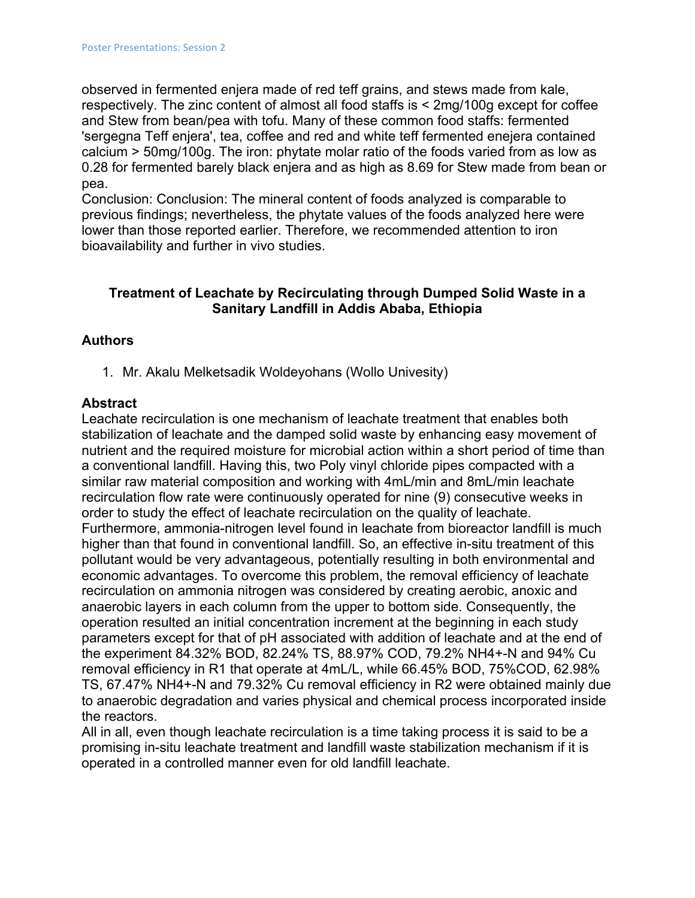observed in fermented enjera made of red teff grains, and stews made from kale, respectively. The zinc content of almost all food staffs is < 2mg/100g except for coffee and Stew from bean/pea with tofu. Many of these common food staffs: fermented 'sergegna Teff enjera', tea, coffee and red and white teff fermented enejera contained calcium > 50mg/100g. The iron: phytate molar ratio of the foods varied from as low as 0.28 for fermented barely black enjera and as high as 8.69 for Stew made from bean or pea.
Conclusion: Conclusion: The mineral content of foods analyzed is comparable to previous findings; nevertheless, the phytate values of the foods analyzed here were lower than those reported earlier. Therefore, we recommended attention to iron bioavailability and further in vivo studies.

### Treatment of Leachate by Recirculating through Dumped Solid Waste in a Sanitary Landfill in Addis Ababa, Ethiopia

#### Authors

1. Mr. Akalu Melketsadik Woldeyohans (Wollo Univesity)

#### Abstract

Leachate recirculation is one mechanism of leachate treatment that enables both stabilization of leachate and the damped solid waste by enhancing easy movement of nutrient and the required moisture for microbial action within a short period of time than a conventional landfill. Having this, two Poly vinyl chloride pipes compacted with a similar raw material composition and working with 4mL/min and 8mL/min leachate recirculation flow rate were continuously operated for nine (9) consecutive weeks in order to study the effect of leachate recirculation on the quality of leachate. Furthermore, ammonia-nitrogen level found in leachate from bioreactor landfill is much higher than that found in conventional landfill. So, an effective in-situ treatment of this pollutant would be very advantageous, potentially resulting in both environmental and economic advantages. To overcome this problem, the removal efficiency of leachate recirculation on ammonia nitrogen was considered by creating aerobic, anoxic and anaerobic layers in each column from the upper to bottom side. Consequently, the operation resulted an initial concentration increment at the beginning in each study parameters except for that of pH associated with addition of leachate and at the end of the experiment 84.32% BOD, 82.24% TS, 88.97% COD, 79.2% $NH_4^+$-N and 94% Cu removal efficiency in R1 that operate at 4mL/L, while 66.45% BOD, 75%COD, 62.98% TS, 67.47% $NH_4^+$-N and 79.32% Cu removal efficiency in R2 were obtained mainly due to anaerobic degradation and varies physical and chemical process incorporated inside the reactors.
All in all, even though leachate recirculation is a time taking process it is said to be a promising in-situ leachate treatment and landfill waste stabilization mechanism if it is operated in a controlled manner even for old landfill leachate.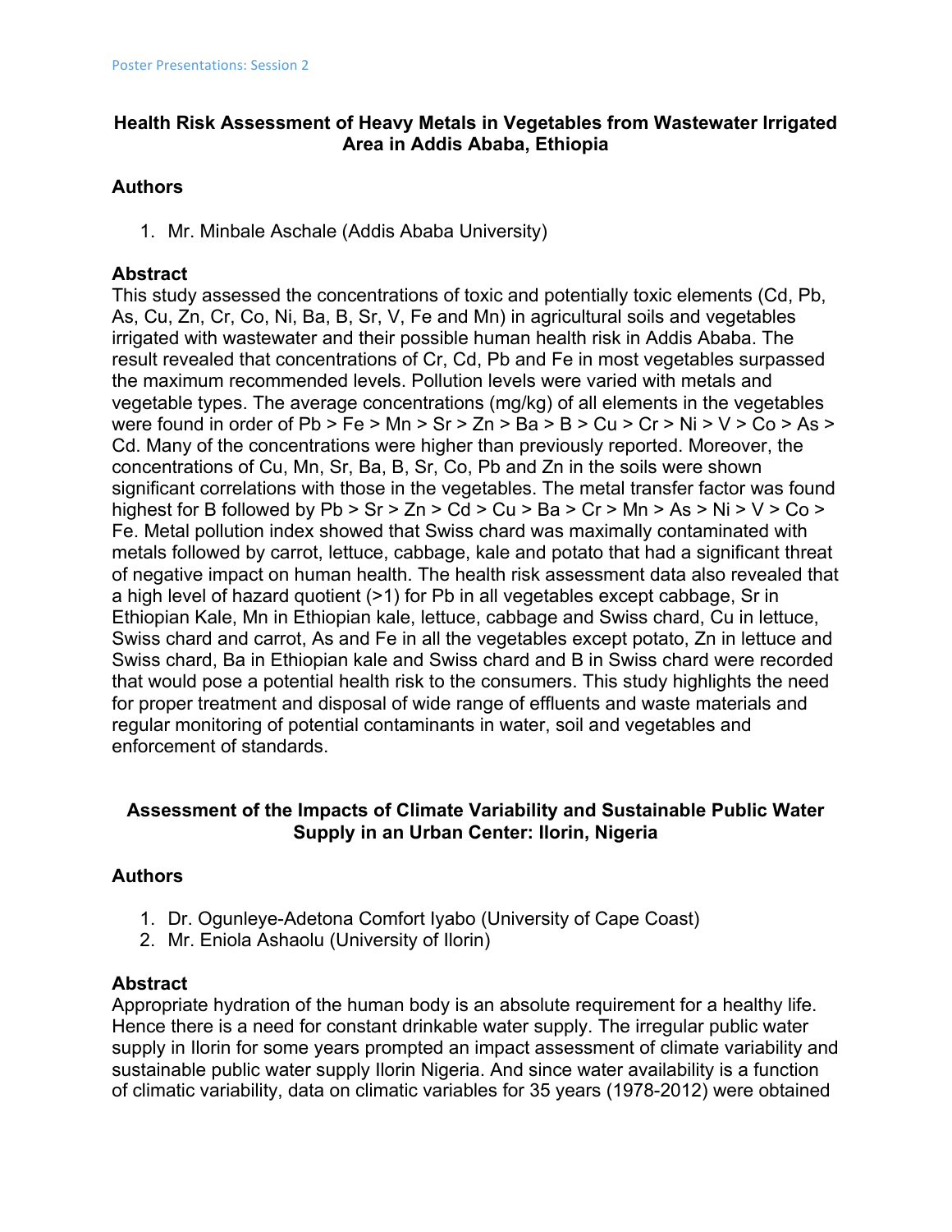## Health Risk Assessment of Heavy Metals in Vegetables from Wastewater Irrigated Area in Addis Ababa, Ethiopia

### Authors

1. Mr. Minbale Aschale (Addis Ababa University)

### Abstract

This study assessed the concentrations of toxic and potentially toxic elements (Cd, Pb, As, Cu, Zn, Cr, Co, Ni, Ba, B, Sr, V, Fe and Mn) in agricultural soils and vegetables irrigated with wastewater and their possible human health risk in Addis Ababa. The result revealed that concentrations of Cr, Cd, Pb and Fe in most vegetables surpassed the maximum recommended levels. Pollution levels were varied with metals and vegetable types. The average concentrations (mg/kg) of all elements in the vegetables were found in order of Pb > Fe > Mn > Sr > Zn > Ba > B > Cu > Cr > Ni > V > Co > As > Cd. Many of the concentrations were higher than previously reported. Moreover, the concentrations of Cu, Mn, Sr, Ba, B, Sr, Co, Pb and Zn in the soils were shown significant correlations with those in the vegetables. The metal transfer factor was found highest for B followed by Pb > Sr > Zn > Cd > Cu > Ba > Cr > Mn > As > Ni > V > Co > Fe. Metal pollution index showed that Swiss chard was maximally contaminated with metals followed by carrot, lettuce, cabbage, kale and potato that had a significant threat of negative impact on human health. The health risk assessment data also revealed that a high level of hazard quotient (>1) for Pb in all vegetables except cabbage, Sr in Ethiopian Kale, Mn in Ethiopian kale, lettuce, cabbage and Swiss chard, Cu in lettuce, Swiss chard and carrot, As and Fe in all the vegetables except potato, Zn in lettuce and Swiss chard, Ba in Ethiopian kale and Swiss chard and B in Swiss chard were recorded that would pose a potential health risk to the consumers. This study highlights the need for proper treatment and disposal of wide range of effluents and waste materials and regular monitoring of potential contaminants in water, soil and vegetables and enforcement of standards.

## Assessment of the Impacts of Climate Variability and Sustainable Public Water Supply in an Urban Center: Ilorin, Nigeria

### Authors

1. Dr. Ogunleye-Adetona Comfort Iyabo (University of Cape Coast)
2. Mr. Eniola Ashaolu (University of Ilorin)

### Abstract

Appropriate hydration of the human body is an absolute requirement for a healthy life. Hence there is a need for constant drinkable water supply. The irregular public water supply in Ilorin for some years prompted an impact assessment of climate variability and sustainable public water supply Ilorin Nigeria. And since water availability is a function of climatic variability, data on climatic variables for 35 years (1978-2012) were obtained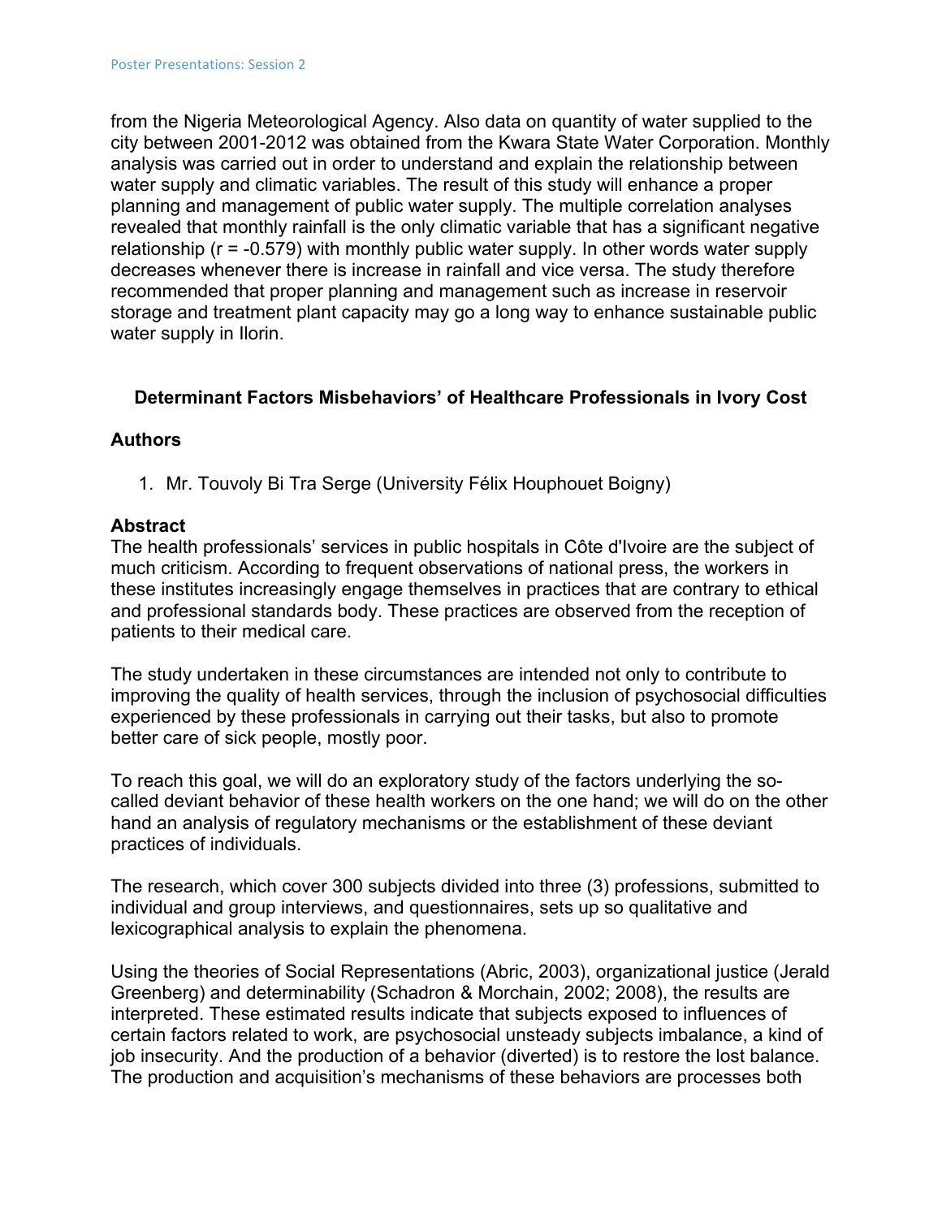from the Nigeria Meteorological Agency. Also data on quantity of water supplied to the city between 2001-2012 was obtained from the Kwara State Water Corporation. Monthly analysis was carried out in order to understand and explain the relationship between water supply and climatic variables. The result of this study will enhance a proper planning and management of public water supply. The multiple correlation analyses revealed that monthly rainfall is the only climatic variable that has a significant negative relationship ($r = -0.579$) with monthly public water supply. In other words water supply decreases whenever there is increase in rainfall and vice versa. The study therefore recommended that proper planning and management such as increase in reservoir storage and treatment plant capacity may go a long way to enhance sustainable public water supply in Ilorin.

### Determinant Factors Misbehaviors' of Healthcare Professionals in Ivory Cost

#### Authors

1. Mr. Touvoly Bi Tra Serge (University Félix Houphouet Boigny)

#### Abstract

The health professionals' services in public hospitals in Côte d'Ivoire are the subject of much criticism. According to frequent observations of national press, the workers in these institutes increasingly engage themselves in practices that are contrary to ethical and professional standards body. These practices are observed from the reception of patients to their medical care.

The study undertaken in these circumstances are intended not only to contribute to improving the quality of health services, through the inclusion of psychosocial difficulties experienced by these professionals in carrying out their tasks, but also to promote better care of sick people, mostly poor.

To reach this goal, we will do an exploratory study of the factors underlying the so-called deviant behavior of these health workers on the one hand; we will do on the other hand an analysis of regulatory mechanisms or the establishment of these deviant practices of individuals.

The research, which cover 300 subjects divided into three (3) professions, submitted to individual and group interviews, and questionnaires, sets up so qualitative and lexicographical analysis to explain the phenomena.

Using the theories of Social Representations (Abric, 2003), organizational justice (Jerald Greenberg) and determinability (Schadron & Morchain, 2002; 2008), the results are interpreted. These estimated results indicate that subjects exposed to influences of certain factors related to work, are psychosocial unsteady subjects imbalance, a kind of job insecurity. And the production of a behavior (diverted) is to restore the lost balance. The production and acquisition's mechanisms of these behaviors are processes both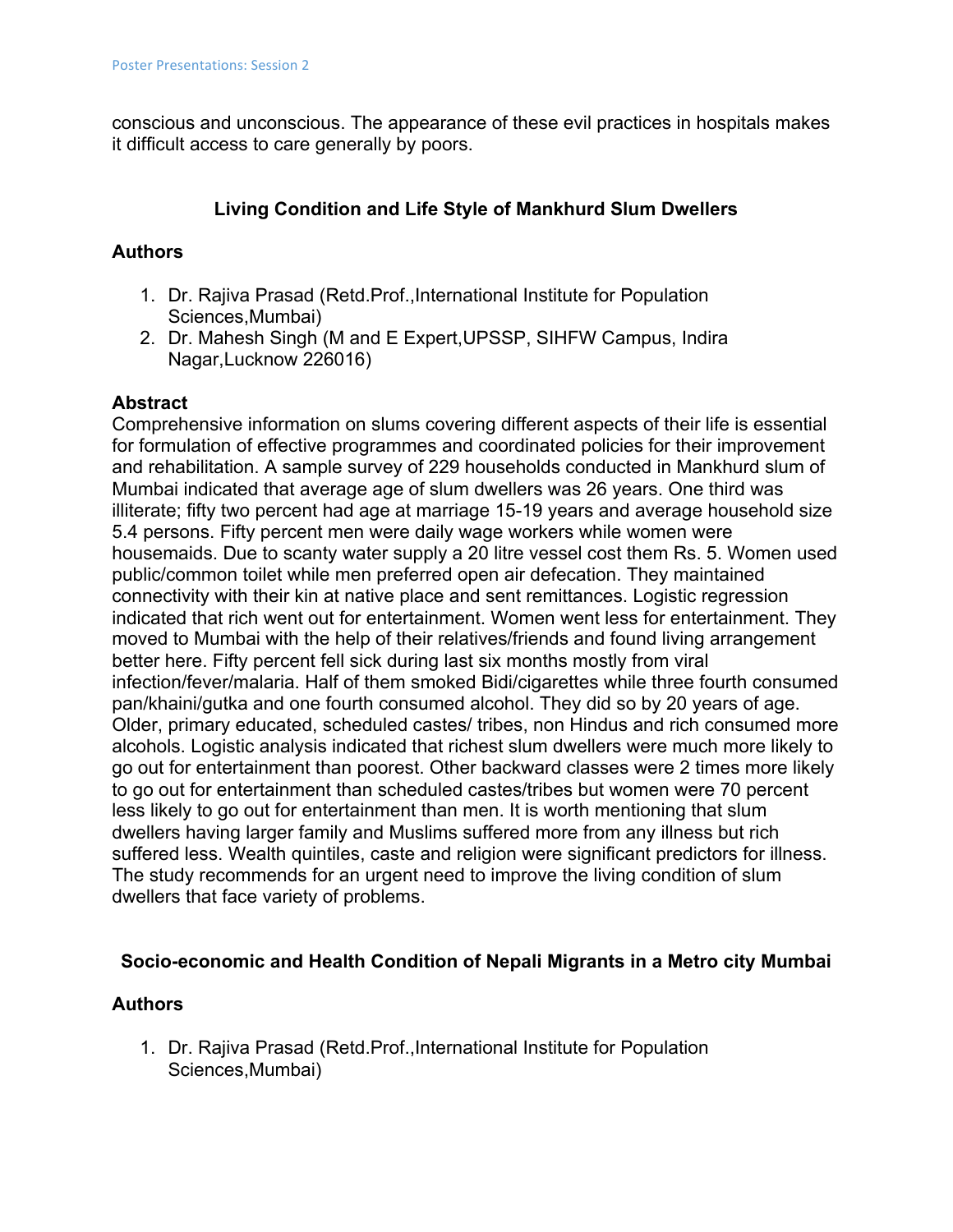conscious and unconscious. The appearance of these evil practices in hospitals makes it difficult access to care generally by poors.

### Living Condition and Life Style of Mankhurd Slum Dwellers

**Authors**

1. Dr. Rajiva Prasad (Retd.Prof.,International Institute for Population Sciences,Mumbai)
2. Dr. Mahesh Singh (M and E Expert,UPSSP, SIHFW Campus, Indira Nagar,Lucknow 226016)

**Abstract**

Comprehensive information on slums covering different aspects of their life is essential for formulation of effective programmes and coordinated policies for their improvement and rehabilitation. A sample survey of 229 households conducted in Mankhurd slum of Mumbai indicated that average age of slum dwellers was 26 years. One third was illiterate; fifty two percent had age at marriage 15-19 years and average household size 5.4 persons. Fifty percent men were daily wage workers while women were housemaids. Due to scanty water supply a 20 litre vessel cost them Rs. 5. Women used public/common toilet while men preferred open air defecation. They maintained connectivity with their kin at native place and sent remittances. Logistic regression indicated that rich went out for entertainment. Women went less for entertainment. They moved to Mumbai with the help of their relatives/friends and found living arrangement better here. Fifty percent fell sick during last six months mostly from viral infection/fever/malaria. Half of them smoked Bidi/cigarettes while three fourth consumed pan/khaini/gutka and one fourth consumed alcohol. They did so by 20 years of age. Older, primary educated, scheduled castes/ tribes, non Hindus and rich consumed more alcohols. Logistic analysis indicated that richest slum dwellers were much more likely to go out for entertainment than poorest. Other backward classes were 2 times more likely to go out for entertainment than scheduled castes/tribes but women were 70 percent less likely to go out for entertainment than men. It is worth mentioning that slum dwellers having larger family and Muslims suffered more from any illness but rich suffered less. Wealth quintiles, caste and religion were significant predictors for illness. The study recommends for an urgent need to improve the living condition of slum dwellers that face variety of problems.

### Socio-economic and Health Condition of Nepali Migrants in a Metro city Mumbai

**Authors**

1. Dr. Rajiva Prasad (Retd.Prof.,International Institute for Population Sciences,Mumbai)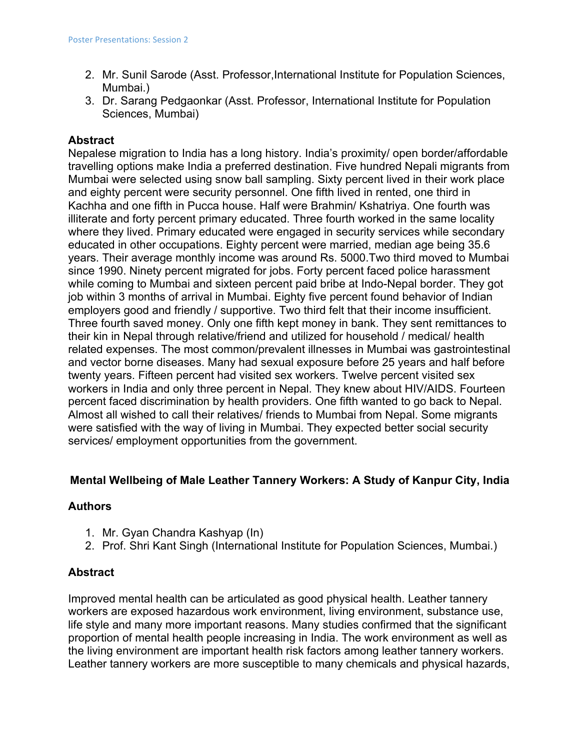2. Mr. Sunil Sarode (Asst. Professor,International Institute for Population Sciences, Mumbai.)
3. Dr. Sarang Pedgaonkar (Asst. Professor, International Institute for Population Sciences, Mumbai)

### Abstract

Nepalese migration to India has a long history. India's proximity/ open border/affordable travelling options make India a preferred destination. Five hundred Nepali migrants from Mumbai were selected using snow ball sampling. Sixty percent lived in their work place and eighty percent were security personnel. One fifth lived in rented, one third in Kachha and one fifth in Pucca house. Half were Brahmin/ Kshatriya. One fourth was illiterate and forty percent primary educated. Three fourth worked in the same locality where they lived. Primary educated were engaged in security services while secondary educated in other occupations. Eighty percent were married, median age being 35.6 years. Their average monthly income was around Rs. 5000.Two third moved to Mumbai since 1990. Ninety percent migrated for jobs. Forty percent faced police harassment while coming to Mumbai and sixteen percent paid bribe at Indo-Nepal border. They got job within 3 months of arrival in Mumbai. Eighty five percent found behavior of Indian employers good and friendly / supportive. Two third felt that their income insufficient. Three fourth saved money. Only one fifth kept money in bank. They sent remittances to their kin in Nepal through relative/friend and utilized for household / medical/ health related expenses. The most common/prevalent illnesses in Mumbai was gastrointestinal and vector borne diseases. Many had sexual exposure before 25 years and half before twenty years. Fifteen percent had visited sex workers. Twelve percent visited sex workers in India and only three percent in Nepal. They knew about HIV/AIDS. Fourteen percent faced discrimination by health providers. One fifth wanted to go back to Nepal. Almost all wished to call their relatives/ friends to Mumbai from Nepal. Some migrants were satisfied with the way of living in Mumbai. They expected better social security services/ employment opportunities from the government.

## Mental Wellbeing of Male Leather Tannery Workers: A Study of Kanpur City, India

### Authors

1. Mr. Gyan Chandra Kashyap (In)
2. Prof. Shri Kant Singh (International Institute for Population Sciences, Mumbai.)

### Abstract

Improved mental health can be articulated as good physical health. Leather tannery workers are exposed hazardous work environment, living environment, substance use, life style and many more important reasons. Many studies confirmed that the significant proportion of mental health people increasing in India. The work environment as well as the living environment are important health risk factors among leather tannery workers. Leather tannery workers are more susceptible to many chemicals and physical hazards,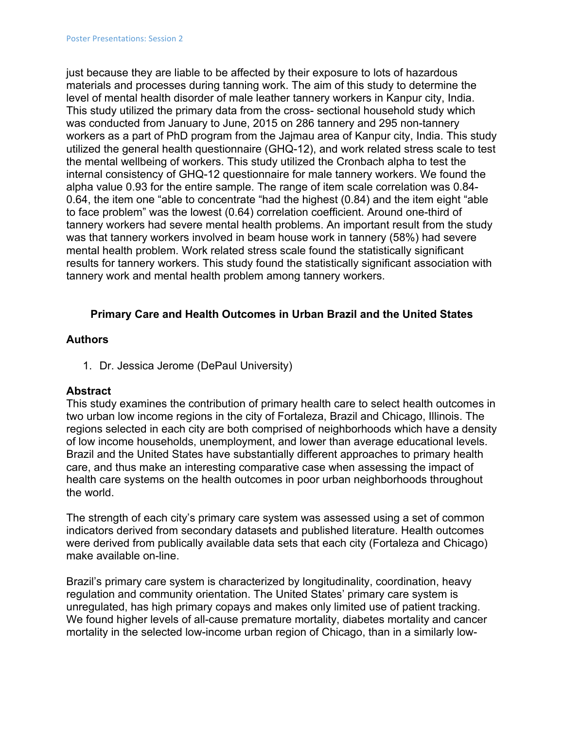just because they are liable to be affected by their exposure to lots of hazardous materials and processes during tanning work. The aim of this study to determine the level of mental health disorder of male leather tannery workers in Kanpur city, India. This study utilized the primary data from the cross- sectional household study which was conducted from January to June, 2015 on 286 tannery and 295 non-tannery workers as a part of PhD program from the Jajmau area of Kanpur city, India. This study utilized the general health questionnaire (GHQ-12), and work related stress scale to test the mental wellbeing of workers. This study utilized the Cronbach alpha to test the internal consistency of GHQ-12 questionnaire for male tannery workers. We found the alpha value 0.93 for the entire sample. The range of item scale correlation was 0.84-0.64, the item one "able to concentrate "had the highest (0.84) and the item eight "able to face problem" was the lowest (0.64) correlation coefficient. Around one-third of tannery workers had severe mental health problems. An important result from the study was that tannery workers involved in beam house work in tannery (58%) had severe mental health problem. Work related stress scale found the statistically significant results for tannery workers. This study found the statistically significant association with tannery work and mental health problem among tannery workers.

## Primary Care and Health Outcomes in Urban Brazil and the United States

### Authors

1. Dr. Jessica Jerome (DePaul University)

### Abstract

This study examines the contribution of primary health care to select health outcomes in two urban low income regions in the city of Fortaleza, Brazil and Chicago, Illinois. The regions selected in each city are both comprised of neighborhoods which have a density of low income households, unemployment, and lower than average educational levels. Brazil and the United States have substantially different approaches to primary health care, and thus make an interesting comparative case when assessing the impact of health care systems on the health outcomes in poor urban neighborhoods throughout the world.

The strength of each city's primary care system was assessed using a set of common indicators derived from secondary datasets and published literature. Health outcomes were derived from publically available data sets that each city (Fortaleza and Chicago) make available on-line.

Brazil's primary care system is characterized by longitudinality, coordination, heavy regulation and community orientation. The United States' primary care system is unregulated, has high primary copays and makes only limited use of patient tracking. We found higher levels of all-cause premature mortality, diabetes mortality and cancer mortality in the selected low-income urban region of Chicago, than in a similarly low-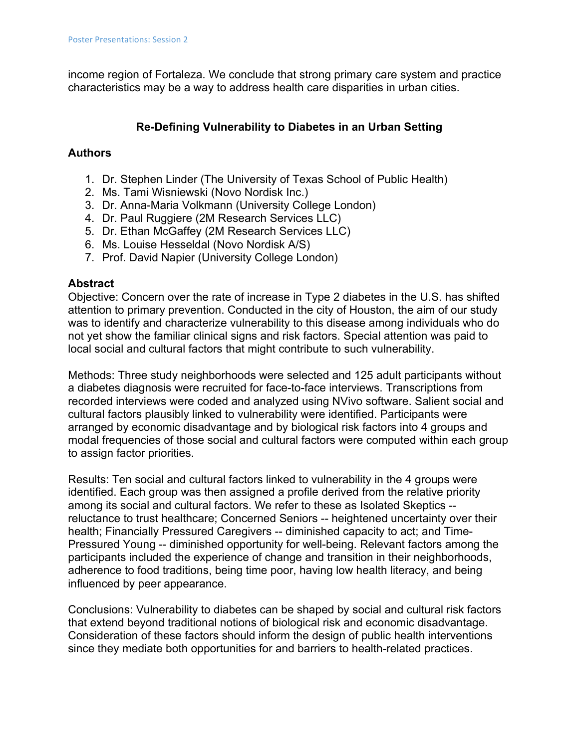income region of Fortaleza. We conclude that strong primary care system and practice characteristics may be a way to address health care disparities in urban cities.

## Re-Defining Vulnerability to Diabetes in an Urban Setting

### Authors

1. Dr. Stephen Linder (The University of Texas School of Public Health)
2. Ms. Tami Wisniewski (Novo Nordisk Inc.)
3. Dr. Anna-Maria Volkmann (University College London)
4. Dr. Paul Ruggiere (2M Research Services LLC)
5. Dr. Ethan McGaffey (2M Research Services LLC)
6. Ms. Louise Hesseldal (Novo Nordisk A/S)
7. Prof. David Napier (University College London)

### Abstract

Objective: Concern over the rate of increase in Type 2 diabetes in the U.S. has shifted attention to primary prevention. Conducted in the city of Houston, the aim of our study was to identify and characterize vulnerability to this disease among individuals who do not yet show the familiar clinical signs and risk factors. Special attention was paid to local social and cultural factors that might contribute to such vulnerability.

Methods: Three study neighborhoods were selected and 125 adult participants without a diabetes diagnosis were recruited for face-to-face interviews. Transcriptions from recorded interviews were coded and analyzed using NVivo software. Salient social and cultural factors plausibly linked to vulnerability were identified. Participants were arranged by economic disadvantage and by biological risk factors into 4 groups and modal frequencies of those social and cultural factors were computed within each group to assign factor priorities.

Results: Ten social and cultural factors linked to vulnerability in the 4 groups were identified. Each group was then assigned a profile derived from the relative priority among its social and cultural factors. We refer to these as Isolated Skeptics -- reluctance to trust healthcare; Concerned Seniors -- heightened uncertainty over their health; Financially Pressured Caregivers -- diminished capacity to act; and Time-Pressured Young -- diminished opportunity for well-being. Relevant factors among the participants included the experience of change and transition in their neighborhoods, adherence to food traditions, being time poor, having low health literacy, and being influenced by peer appearance.

Conclusions: Vulnerability to diabetes can be shaped by social and cultural risk factors that extend beyond traditional notions of biological risk and economic disadvantage. Consideration of these factors should inform the design of public health interventions since they mediate both opportunities for and barriers to health-related practices.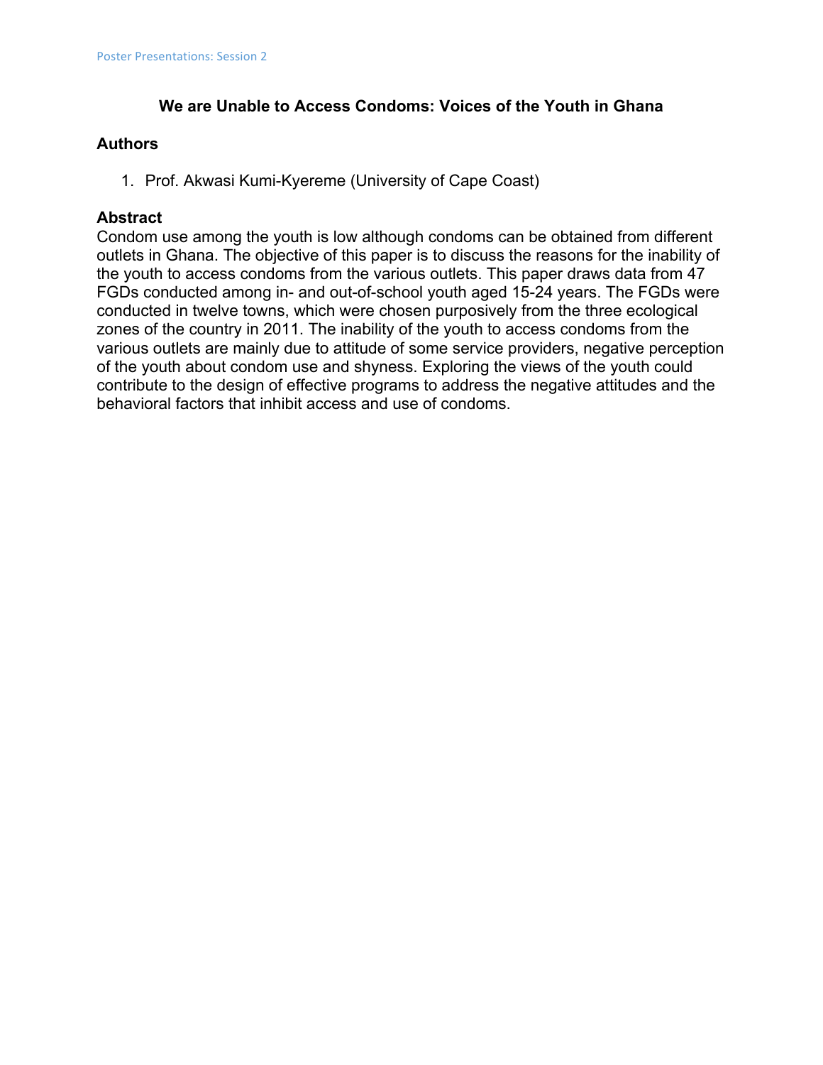## We are Unable to Access Condoms: Voices of the Youth in Ghana

### Authors

1. Prof. Akwasi Kumi-Kyereme (University of Cape Coast)

### Abstract

Condom use among the youth is low although condoms can be obtained from different outlets in Ghana. The objective of this paper is to discuss the reasons for the inability of the youth to access condoms from the various outlets. This paper draws data from 47 FGDs conducted among in- and out-of-school youth aged 15-24 years. The FGDs were conducted in twelve towns, which were chosen purposively from the three ecological zones of the country in 2011. The inability of the youth to access condoms from the various outlets are mainly due to attitude of some service providers, negative perception of the youth about condom use and shyness. Exploring the views of the youth could contribute to the design of effective programs to address the negative attitudes and the behavioral factors that inhibit access and use of condoms.